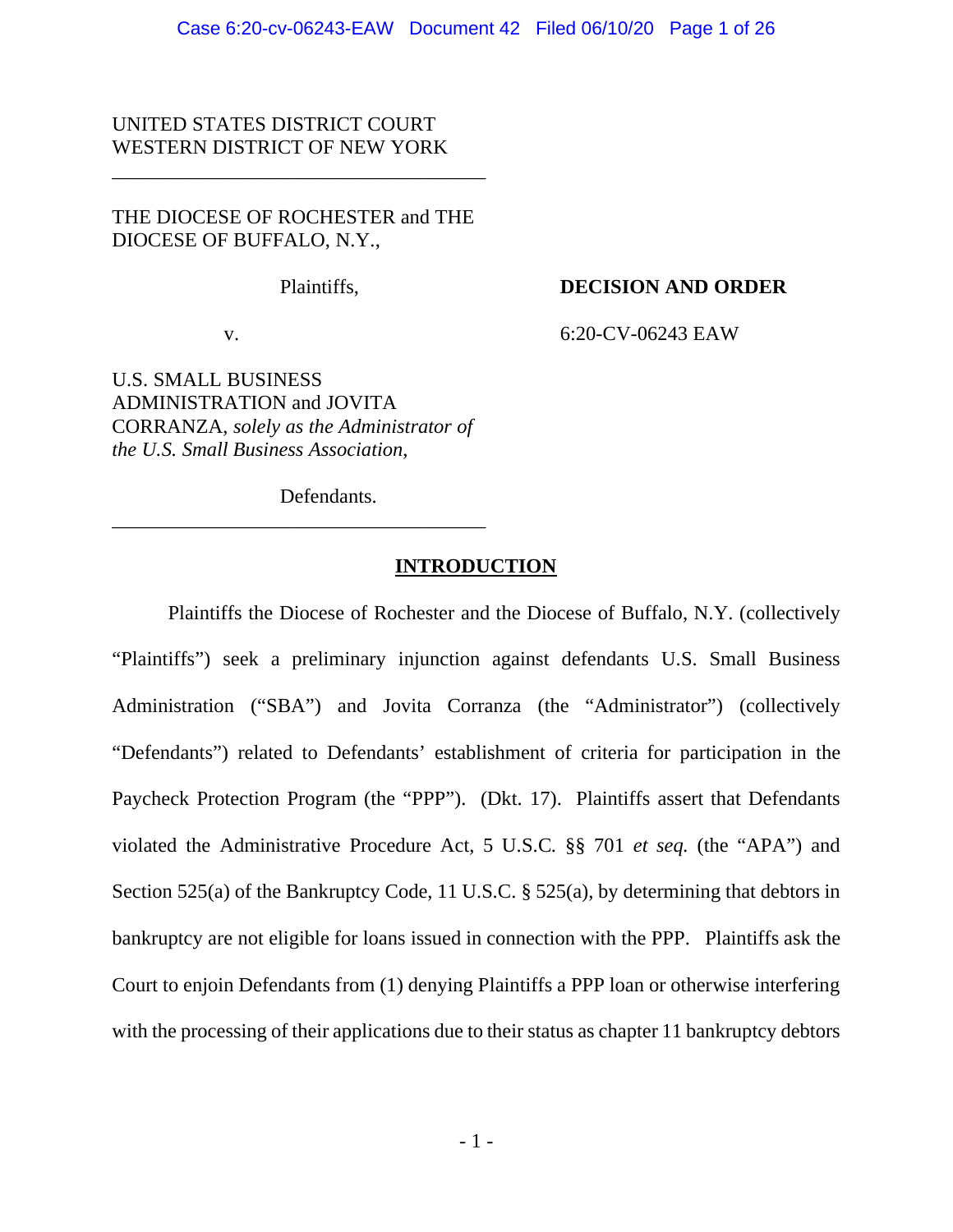UNITED STATES DISTRICT COURT
WESTERN DISTRICT OF NEW YORK

---

THE DIOCESE OF ROCHESTER and THE DIOCESE OF BUFFALO, N.Y.,

Plaintiffs,

v.

U.S. SMALL BUSINESS ADMINISTRATION and JOVITA CORRANZA, *solely as the Administrator of the U.S. Small Business Association*,

Defendants.

---

**DECISION AND ORDER**

6:20-CV-06243 EAW

## INTRODUCTION

Plaintiffs the Diocese of Rochester and the Diocese of Buffalo, N.Y. (collectively "Plaintiffs") seek a preliminary injunction against defendants U.S. Small Business Administration ("SBA") and Jovita Corranza (the "Administrator") (collectively "Defendants") related to Defendants' establishment of criteria for participation in the Paycheck Protection Program (the "PPP"). (Dkt. 17). Plaintiffs assert that Defendants violated the Administrative Procedure Act, 5 U.S.C. §§ 701 *et seq.* (the "APA") and Section 525(a) of the Bankruptcy Code, 11 U.S.C. § 525(a), by determining that debtors in bankruptcy are not eligible for loans issued in connection with the PPP. Plaintiffs ask the Court to enjoin Defendants from (1) denying Plaintiffs a PPP loan or otherwise interfering with the processing of their applications due to their status as chapter 11 bankruptcy debtors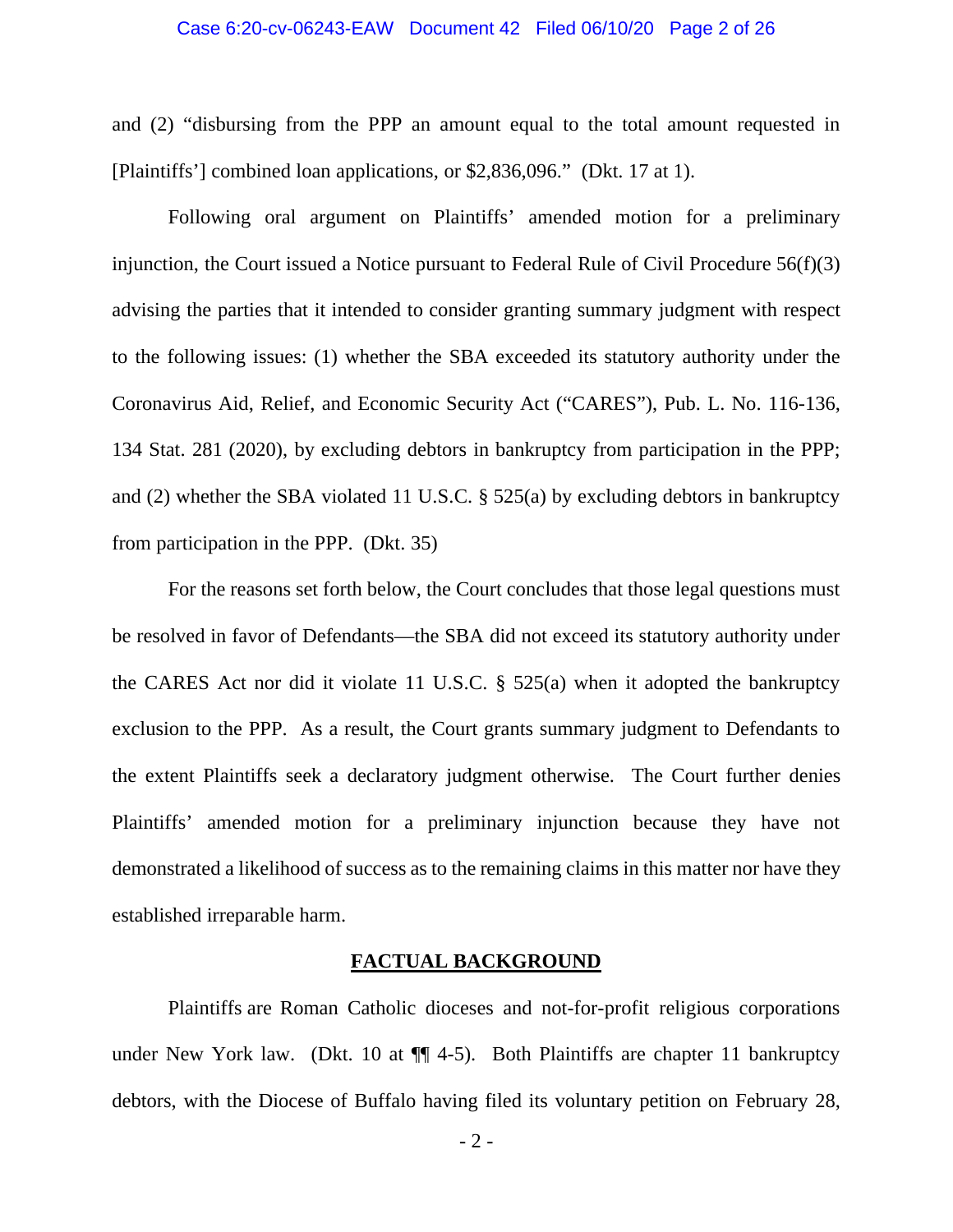and (2) "disbursing from the PPP an amount equal to the total amount requested in [Plaintiffs'] combined loan applications, or $2,836,096." (Dkt. 17 at 1).

Following oral argument on Plaintiffs' amended motion for a preliminary injunction, the Court issued a Notice pursuant to Federal Rule of Civil Procedure 56(f)(3) advising the parties that it intended to consider granting summary judgment with respect to the following issues: (1) whether the SBA exceeded its statutory authority under the Coronavirus Aid, Relief, and Economic Security Act ("CARES"), Pub. L. No. 116-136, 134 Stat. 281 (2020), by excluding debtors in bankruptcy from participation in the PPP; and (2) whether the SBA violated 11 U.S.C. § 525(a) by excluding debtors in bankruptcy from participation in the PPP. (Dkt. 35)

For the reasons set forth below, the Court concludes that those legal questions must be resolved in favor of Defendants—the SBA did not exceed its statutory authority under the CARES Act nor did it violate 11 U.S.C. § 525(a) when it adopted the bankruptcy exclusion to the PPP. As a result, the Court grants summary judgment to Defendants to the extent Plaintiffs seek a declaratory judgment otherwise. The Court further denies Plaintiffs' amended motion for a preliminary injunction because they have not demonstrated a likelihood of success as to the remaining claims in this matter nor have they established irreparable harm.

## FACTUAL BACKGROUND

Plaintiffs are Roman Catholic dioceses and not-for-profit religious corporations under New York law. (Dkt. 10 at ¶¶ 4-5). Both Plaintiffs are chapter 11 bankruptcy debtors, with the Diocese of Buffalo having filed its voluntary petition on February 28,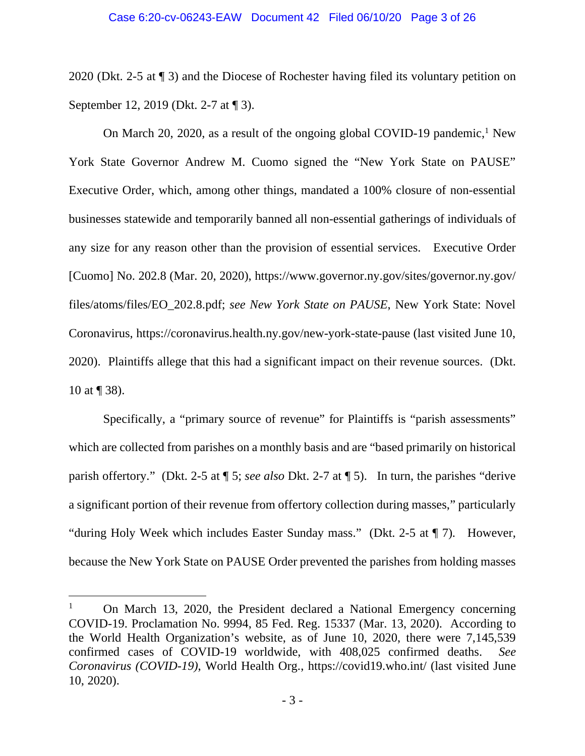2020 (Dkt. 2-5 at ¶ 3) and the Diocese of Rochester having filed its voluntary petition on September 12, 2019 (Dkt. 2-7 at ¶ 3).

On March 20, 2020, as a result of the ongoing global COVID-19 pandemic,[1] New York State Governor Andrew M. Cuomo signed the "New York State on PAUSE" Executive Order, which, among other things, mandated a 100% closure of non-essential businesses statewide and temporarily banned all non-essential gatherings of individuals of any size for any reason other than the provision of essential services. Executive Order [Cuomo] No. 202.8 (Mar. 20, 2020), https://www.governor.ny.gov/sites/governor.ny.gov/files/atoms/files/EO_202.8.pdf; *see New York State on PAUSE*, New York State: Novel Coronavirus, https://coronavirus.health.ny.gov/new-york-state-pause (last visited June 10, 2020). Plaintiffs allege that this had a significant impact on their revenue sources. (Dkt. 10 at ¶ 38).

Specifically, a "primary source of revenue" for Plaintiffs is "parish assessments" which are collected from parishes on a monthly basis and are "based primarily on historical parish offertory." (Dkt. 2-5 at ¶ 5; *see also* Dkt. 2-7 at ¶ 5). In turn, the parishes "derive a significant portion of their revenue from offertory collection during masses," particularly "during Holy Week which includes Easter Sunday mass." (Dkt. 2-5 at ¶ 7). However, because the New York State on PAUSE Order prevented the parishes from holding masses

---

[1] On March 13, 2020, the President declared a National Emergency concerning COVID-19. Proclamation No. 9994, 85 Fed. Reg. 15337 (Mar. 13, 2020). According to the World Health Organization's website, as of June 10, 2020, there were 7,145,539 confirmed cases of COVID-19 worldwide, with 408,025 confirmed deaths. *See Coronavirus (COVID-19)*, World Health Org., https://covid19.who.int/ (last visited June 10, 2020).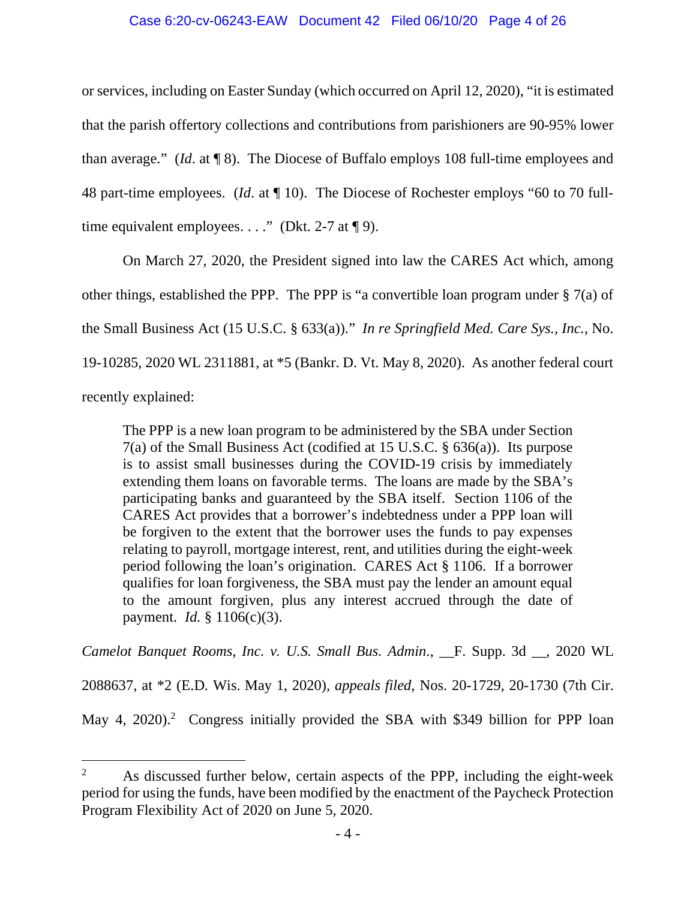or services, including on Easter Sunday (which occurred on April 12, 2020), "it is estimated that the parish offertory collections and contributions from parishioners are 90-95% lower than average." (*Id*. at ¶ 8). The Diocese of Buffalo employs 108 full-time employees and 48 part-time employees. (*Id*. at ¶ 10). The Diocese of Rochester employs "60 to 70 full-time equivalent employees. . . ." (Dkt. 2-7 at ¶ 9).

On March 27, 2020, the President signed into law the CARES Act which, among other things, established the PPP. The PPP is "a convertible loan program under § 7(a) of the Small Business Act (15 U.S.C. § 633(a))." *In re Springfield Med. Care Sys., Inc.*, No. 19-10285, 2020 WL 2311881, at *5 (Bankr. D. Vt. May 8, 2020). As another federal court recently explained:

> The PPP is a new loan program to be administered by the SBA under Section 7(a) of the Small Business Act (codified at 15 U.S.C. § 636(a)). Its purpose is to assist small businesses during the COVID-19 crisis by immediately extending them loans on favorable terms. The loans are made by the SBA's participating banks and guaranteed by the SBA itself. Section 1106 of the CARES Act provides that a borrower's indebtedness under a PPP loan will be forgiven to the extent that the borrower uses the funds to pay expenses relating to payroll, mortgage interest, rent, and utilities during the eight-week period following the loan's origination. CARES Act § 1106. If a borrower qualifies for loan forgiveness, the SBA must pay the lender an amount equal to the amount forgiven, plus any interest accrued through the date of payment. *Id.* § 1106(c)(3).

*Camelot Banquet Rooms, Inc. v. U.S. Small Bus. Admin.*, __F. Supp. 3d __, 2020 WL 2088637, at *2 (E.D. Wis. May 1, 2020), *appeals filed*, Nos. 20-1729, 20-1730 (7th Cir. May 4, 2020).[2] Congress initially provided the SBA with $349 billion for PPP loan

---

[2] As discussed further below, certain aspects of the PPP, including the eight-week period for using the funds, have been modified by the enactment of the Paycheck Protection Program Flexibility Act of 2020 on June 5, 2020.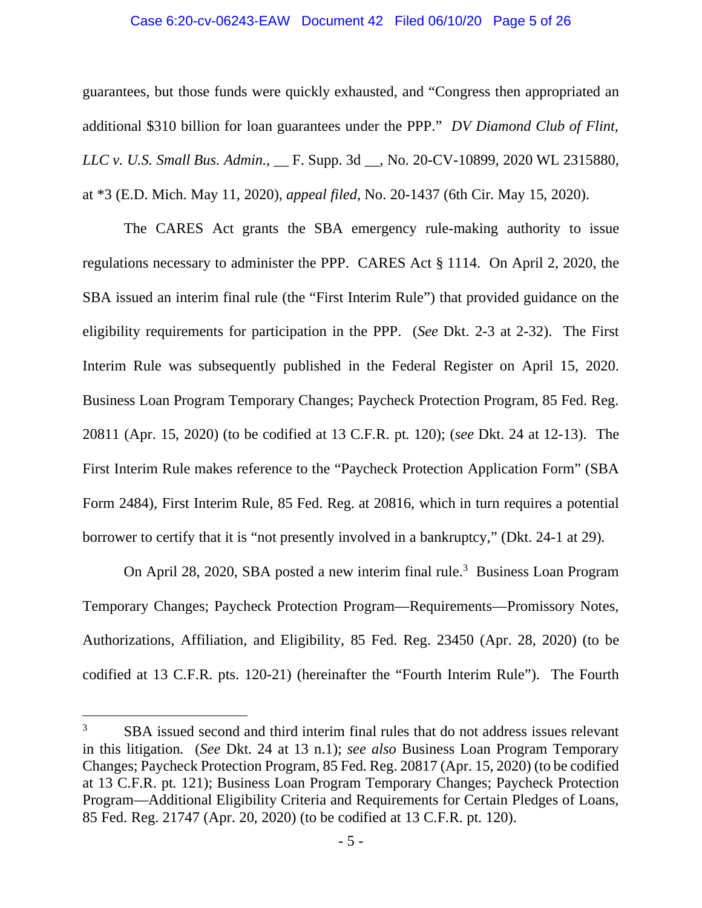guarantees, but those funds were quickly exhausted, and "Congress then appropriated an additional $310 billion for loan guarantees under the PPP." *DV Diamond Club of Flint, LLC v. U.S. Small Bus. Admin.*, __ F. Supp. 3d __, No. 20-CV-10899, 2020 WL 2315880, at *3 (E.D. Mich. May 11, 2020), *appeal filed*, No. 20-1437 (6th Cir. May 15, 2020).

The CARES Act grants the SBA emergency rule-making authority to issue regulations necessary to administer the PPP. CARES Act § 1114. On April 2, 2020, the SBA issued an interim final rule (the "First Interim Rule") that provided guidance on the eligibility requirements for participation in the PPP. (*See* Dkt. 2-3 at 2-32). The First Interim Rule was subsequently published in the Federal Register on April 15, 2020. Business Loan Program Temporary Changes; Paycheck Protection Program, 85 Fed. Reg. 20811 (Apr. 15, 2020) (to be codified at 13 C.F.R. pt. 120); (*see* Dkt. 24 at 12-13). The First Interim Rule makes reference to the "Paycheck Protection Application Form" (SBA Form 2484), First Interim Rule, 85 Fed. Reg. at 20816, which in turn requires a potential borrower to certify that it is "not presently involved in a bankruptcy," (Dkt. 24-1 at 29).

On April 28, 2020, SBA posted a new interim final rule.[3] Business Loan Program Temporary Changes; Paycheck Protection Program—Requirements—Promissory Notes, Authorizations, Affiliation, and Eligibility, 85 Fed. Reg. 23450 (Apr. 28, 2020) (to be codified at 13 C.F.R. pts. 120-21) (hereinafter the "Fourth Interim Rule"). The Fourth

---

[3] SBA issued second and third interim final rules that do not address issues relevant in this litigation. (*See* Dkt. 24 at 13 n.1); *see also* Business Loan Program Temporary Changes; Paycheck Protection Program, 85 Fed. Reg. 20817 (Apr. 15, 2020) (to be codified at 13 C.F.R. pt. 121); Business Loan Program Temporary Changes; Paycheck Protection Program—Additional Eligibility Criteria and Requirements for Certain Pledges of Loans, 85 Fed. Reg. 21747 (Apr. 20, 2020) (to be codified at 13 C.F.R. pt. 120).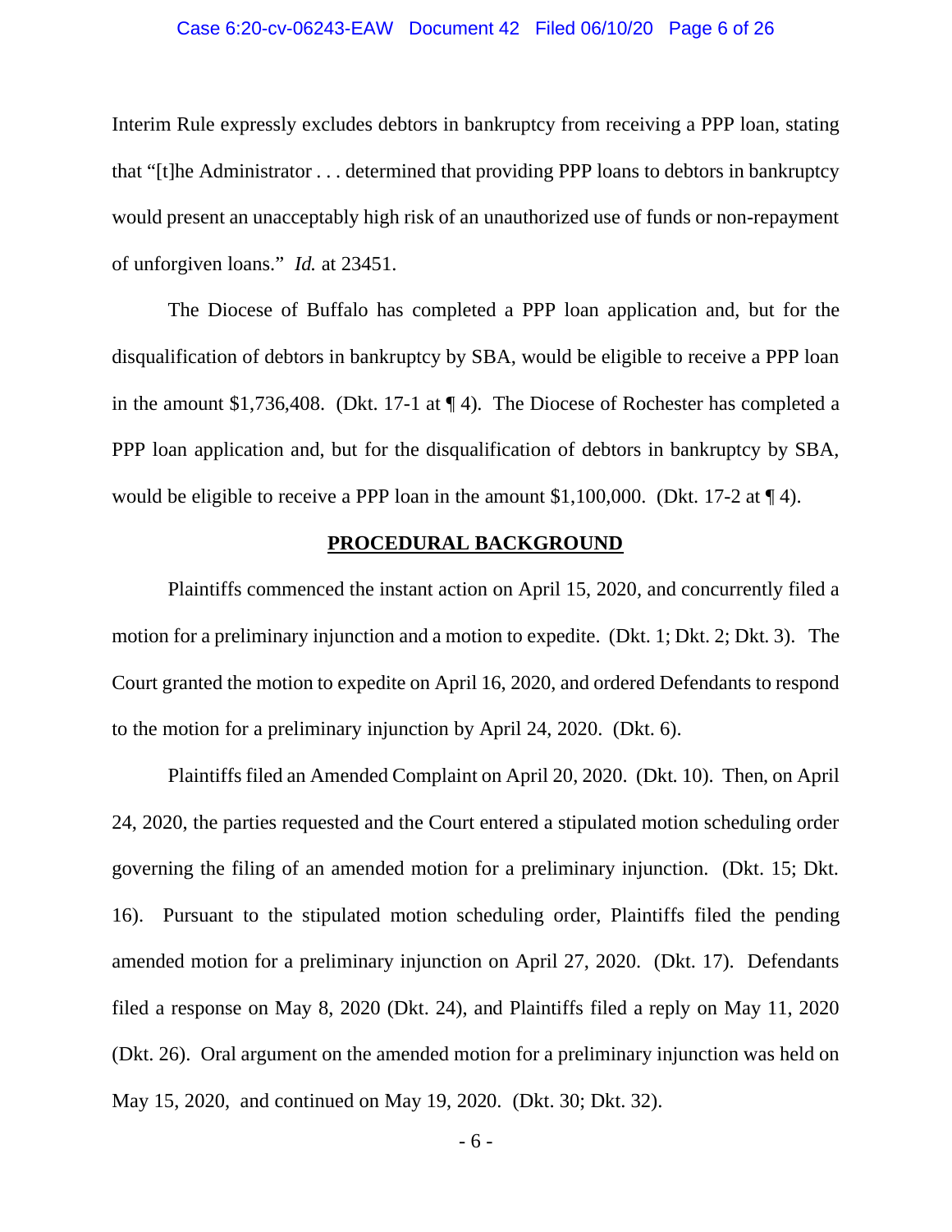Interim Rule expressly excludes debtors in bankruptcy from receiving a PPP loan, stating that "[t]he Administrator . . . determined that providing PPP loans to debtors in bankruptcy would present an unacceptably high risk of an unauthorized use of funds or non-repayment of unforgiven loans." *Id.* at 23451.

The Diocese of Buffalo has completed a PPP loan application and, but for the disqualification of debtors in bankruptcy by SBA, would be eligible to receive a PPP loan in the amount $1,736,408. (Dkt. 17-1 at ¶ 4). The Diocese of Rochester has completed a PPP loan application and, but for the disqualification of debtors in bankruptcy by SBA, would be eligible to receive a PPP loan in the amount $1,100,000. (Dkt. 17-2 at ¶ 4).

## PROCEDURAL BACKGROUND

Plaintiffs commenced the instant action on April 15, 2020, and concurrently filed a motion for a preliminary injunction and a motion to expedite. (Dkt. 1; Dkt. 2; Dkt. 3). The Court granted the motion to expedite on April 16, 2020, and ordered Defendants to respond to the motion for a preliminary injunction by April 24, 2020. (Dkt. 6).

Plaintiffs filed an Amended Complaint on April 20, 2020. (Dkt. 10). Then, on April 24, 2020, the parties requested and the Court entered a stipulated motion scheduling order governing the filing of an amended motion for a preliminary injunction. (Dkt. 15; Dkt. 16). Pursuant to the stipulated motion scheduling order, Plaintiffs filed the pending amended motion for a preliminary injunction on April 27, 2020. (Dkt. 17). Defendants filed a response on May 8, 2020 (Dkt. 24), and Plaintiffs filed a reply on May 11, 2020 (Dkt. 26). Oral argument on the amended motion for a preliminary injunction was held on May 15, 2020, and continued on May 19, 2020. (Dkt. 30; Dkt. 32).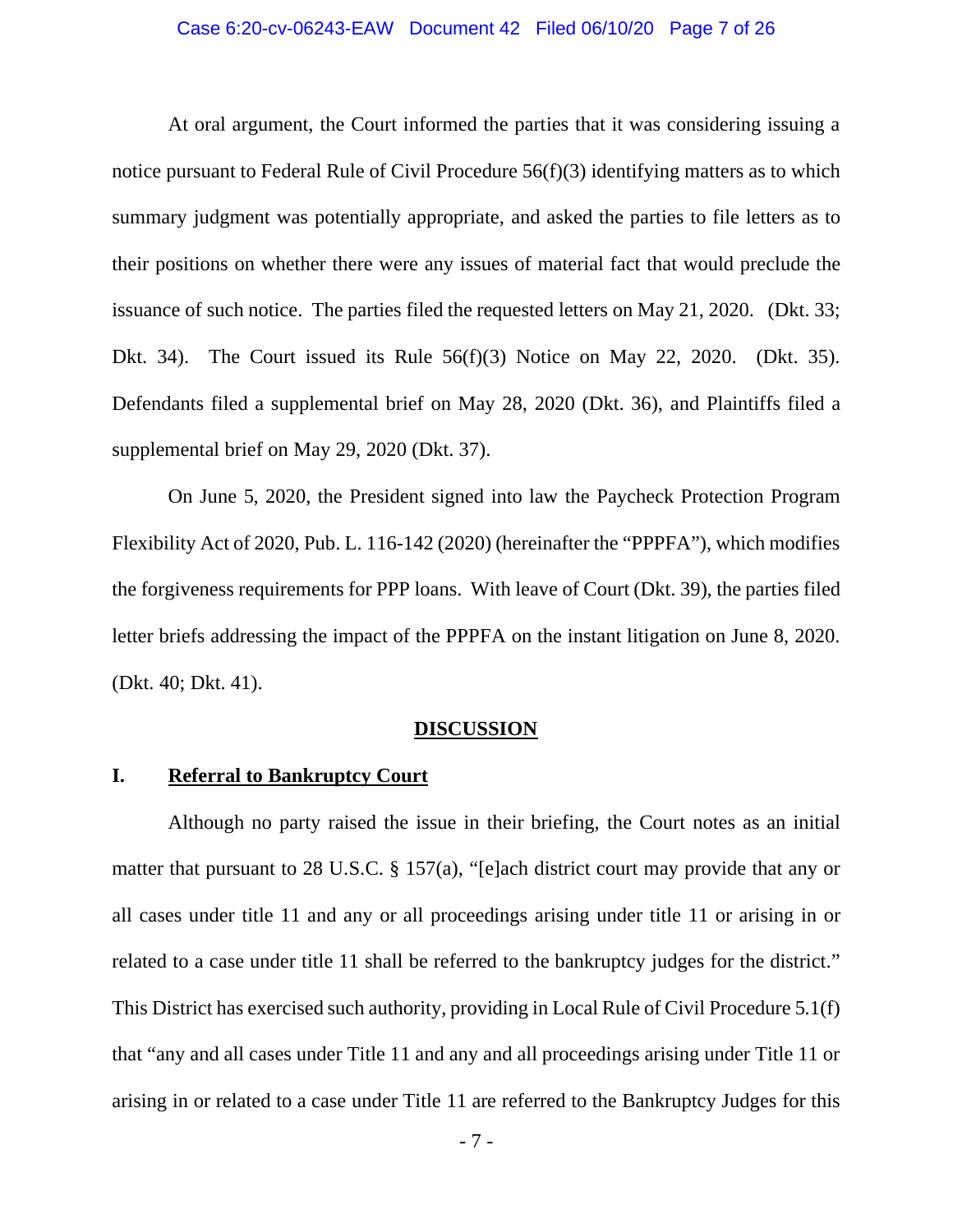At oral argument, the Court informed the parties that it was considering issuing a notice pursuant to Federal Rule of Civil Procedure 56(f)(3) identifying matters as to which summary judgment was potentially appropriate, and asked the parties to file letters as to their positions on whether there were any issues of material fact that would preclude the issuance of such notice. The parties filed the requested letters on May 21, 2020. (Dkt. 33; Dkt. 34). The Court issued its Rule 56(f)(3) Notice on May 22, 2020. (Dkt. 35). Defendants filed a supplemental brief on May 28, 2020 (Dkt. 36), and Plaintiffs filed a supplemental brief on May 29, 2020 (Dkt. 37).

On June 5, 2020, the President signed into law the Paycheck Protection Program Flexibility Act of 2020, Pub. L. 116-142 (2020) (hereinafter the "PPPFA"), which modifies the forgiveness requirements for PPP loans. With leave of Court (Dkt. 39), the parties filed letter briefs addressing the impact of the PPPFA on the instant litigation on June 8, 2020. (Dkt. 40; Dkt. 41).

## DISCUSSION

### I. Referral to Bankruptcy Court

Although no party raised the issue in their briefing, the Court notes as an initial matter that pursuant to 28 U.S.C. § 157(a), "[e]ach district court may provide that any or all cases under title 11 and any or all proceedings arising under title 11 or arising in or related to a case under title 11 shall be referred to the bankruptcy judges for the district." This District has exercised such authority, providing in Local Rule of Civil Procedure 5.1(f) that "any and all cases under Title 11 and any and all proceedings arising under Title 11 or arising in or related to a case under Title 11 are referred to the Bankruptcy Judges for this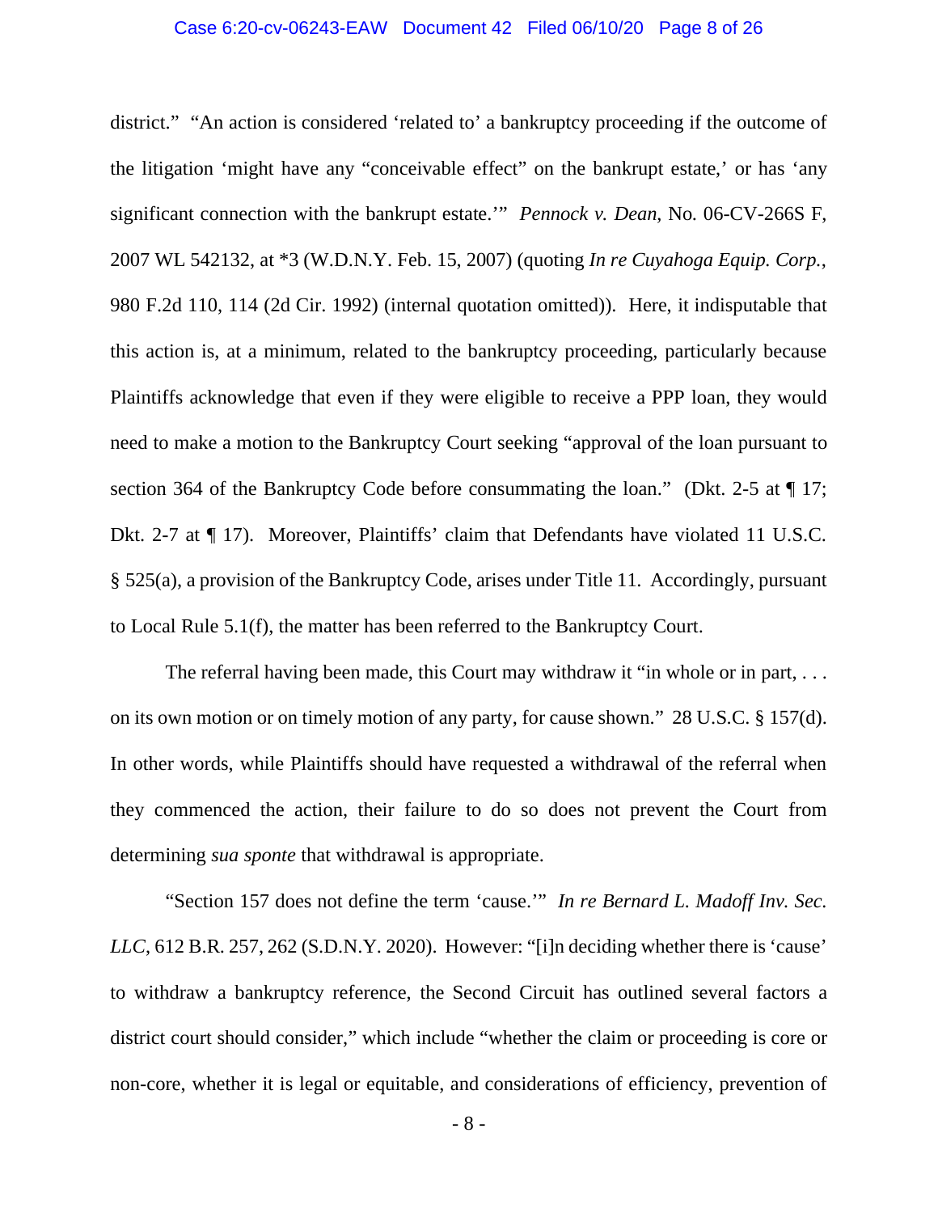district." "An action is considered 'related to' a bankruptcy proceeding if the outcome of the litigation 'might have any "conceivable effect" on the bankrupt estate,' or has 'any significant connection with the bankrupt estate.'" *Pennock v. Dean*, No. 06-CV-266S F, 2007 WL 542132, at *3 (W.D.N.Y. Feb. 15, 2007) (quoting *In re Cuyahoga Equip. Corp.*, 980 F.2d 110, 114 (2d Cir. 1992) (internal quotation omitted)). Here, it indisputable that this action is, at a minimum, related to the bankruptcy proceeding, particularly because Plaintiffs acknowledge that even if they were eligible to receive a PPP loan, they would need to make a motion to the Bankruptcy Court seeking "approval of the loan pursuant to section 364 of the Bankruptcy Code before consummating the loan." (Dkt. 2-5 at ¶ 17; Dkt. 2-7 at ¶ 17). Moreover, Plaintiffs' claim that Defendants have violated 11 U.S.C. § 525(a), a provision of the Bankruptcy Code, arises under Title 11. Accordingly, pursuant to Local Rule 5.1(f), the matter has been referred to the Bankruptcy Court.

The referral having been made, this Court may withdraw it "in whole or in part, . . . on its own motion or on timely motion of any party, for cause shown." 28 U.S.C. § 157(d). In other words, while Plaintiffs should have requested a withdrawal of the referral when they commenced the action, their failure to do so does not prevent the Court from determining *sua sponte* that withdrawal is appropriate.

"Section 157 does not define the term 'cause.'" *In re Bernard L. Madoff Inv. Sec. LLC*, 612 B.R. 257, 262 (S.D.N.Y. 2020). However: "[i]n deciding whether there is 'cause' to withdraw a bankruptcy reference, the Second Circuit has outlined several factors a district court should consider," which include "whether the claim or proceeding is core or non-core, whether it is legal or equitable, and considerations of efficiency, prevention of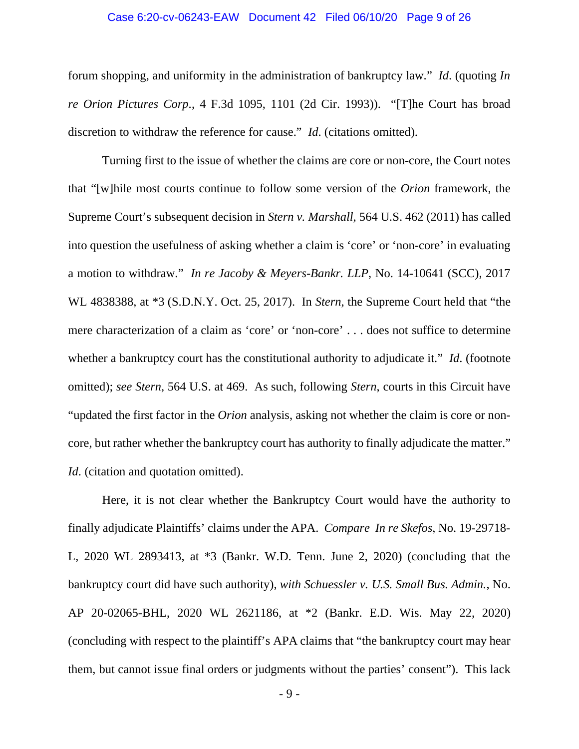forum shopping, and uniformity in the administration of bankruptcy law." *Id*. (quoting *In re Orion Pictures Corp*., 4 F.3d 1095, 1101 (2d Cir. 1993)). "[T]he Court has broad discretion to withdraw the reference for cause." *Id*. (citations omitted).

Turning first to the issue of whether the claims are core or non-core, the Court notes that "[w]hile most courts continue to follow some version of the *Orion* framework, the Supreme Court's subsequent decision in *Stern v. Marshall*, 564 U.S. 462 (2011) has called into question the usefulness of asking whether a claim is 'core' or 'non-core' in evaluating a motion to withdraw." *In re Jacoby & Meyers-Bankr. LLP*, No. 14-10641 (SCC), 2017 WL 4838388, at *3 (S.D.N.Y. Oct. 25, 2017). In *Stern*, the Supreme Court held that "the mere characterization of a claim as 'core' or 'non-core' . . . does not suffice to determine whether a bankruptcy court has the constitutional authority to adjudicate it." *Id*. (footnote omitted); *see Stern*, 564 U.S. at 469. As such, following *Stern*, courts in this Circuit have "updated the first factor in the *Orion* analysis, asking not whether the claim is core or non-core, but rather whether the bankruptcy court has authority to finally adjudicate the matter." *Id*. (citation and quotation omitted).

Here, it is not clear whether the Bankruptcy Court would have the authority to finally adjudicate Plaintiffs' claims under the APA. *Compare In re Skefos*, No. 19-29718-L, 2020 WL 2893413, at *3 (Bankr. W.D. Tenn. June 2, 2020) (concluding that the bankruptcy court did have such authority), *with Schuessler v. U.S. Small Bus. Admin.*, No. AP 20-02065-BHL, 2020 WL 2621186, at *2 (Bankr. E.D. Wis. May 22, 2020) (concluding with respect to the plaintiff's APA claims that "the bankruptcy court may hear them, but cannot issue final orders or judgments without the parties' consent"). This lack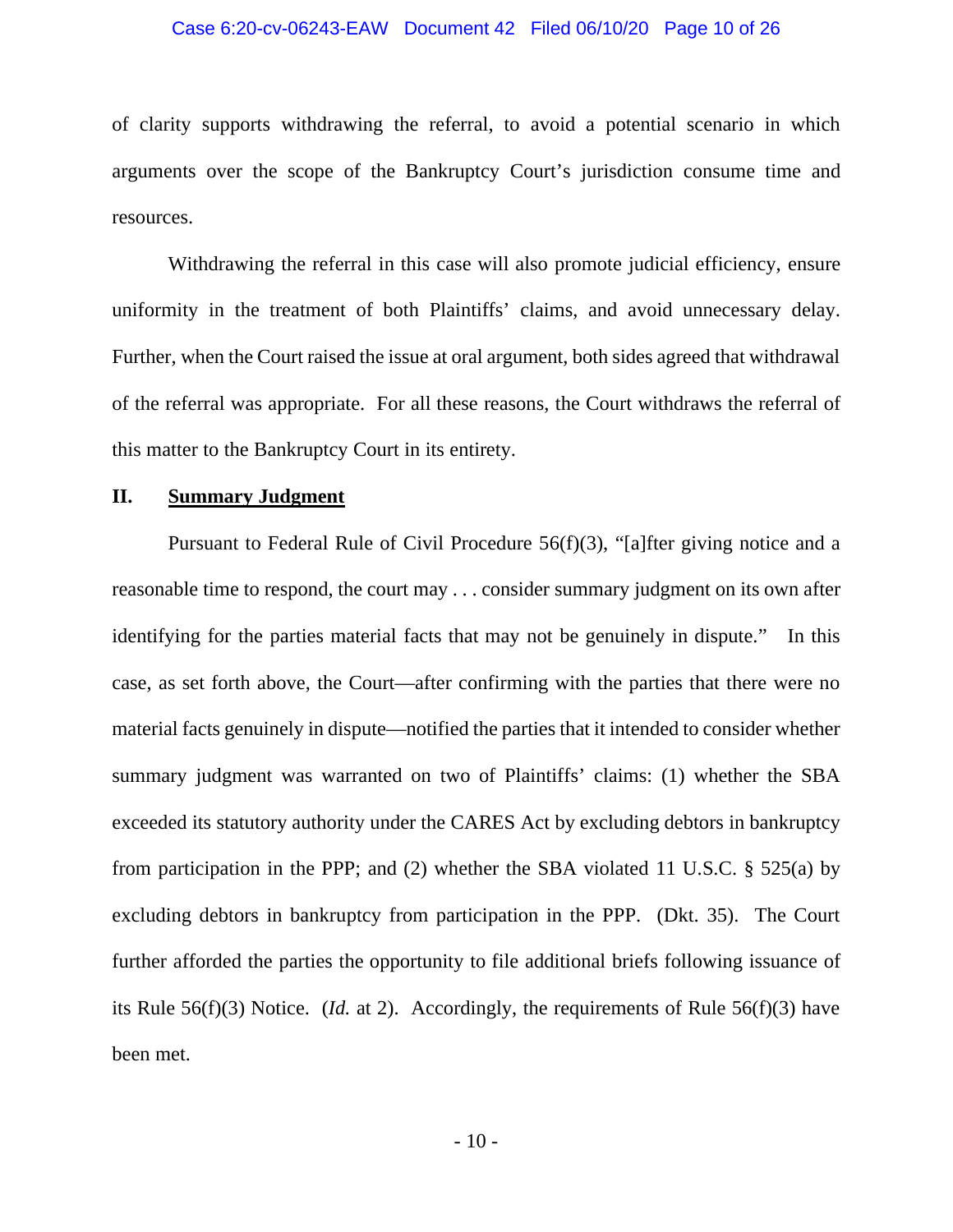of clarity supports withdrawing the referral, to avoid a potential scenario in which arguments over the scope of the Bankruptcy Court's jurisdiction consume time and resources.

Withdrawing the referral in this case will also promote judicial efficiency, ensure uniformity in the treatment of both Plaintiffs' claims, and avoid unnecessary delay. Further, when the Court raised the issue at oral argument, both sides agreed that withdrawal of the referral was appropriate. For all these reasons, the Court withdraws the referral of this matter to the Bankruptcy Court in its entirety.

## II. <u>Summary Judgment</u>

Pursuant to Federal Rule of Civil Procedure 56(f)(3), "[a]fter giving notice and a reasonable time to respond, the court may . . . consider summary judgment on its own after identifying for the parties material facts that may not be genuinely in dispute." In this case, as set forth above, the Court—after confirming with the parties that there were no material facts genuinely in dispute—notified the parties that it intended to consider whether summary judgment was warranted on two of Plaintiffs' claims: (1) whether the SBA exceeded its statutory authority under the CARES Act by excluding debtors in bankruptcy from participation in the PPP; and (2) whether the SBA violated 11 U.S.C. § 525(a) by excluding debtors in bankruptcy from participation in the PPP. (Dkt. 35). The Court further afforded the parties the opportunity to file additional briefs following issuance of its Rule 56(f)(3) Notice. (*Id.* at 2). Accordingly, the requirements of Rule 56(f)(3) have been met.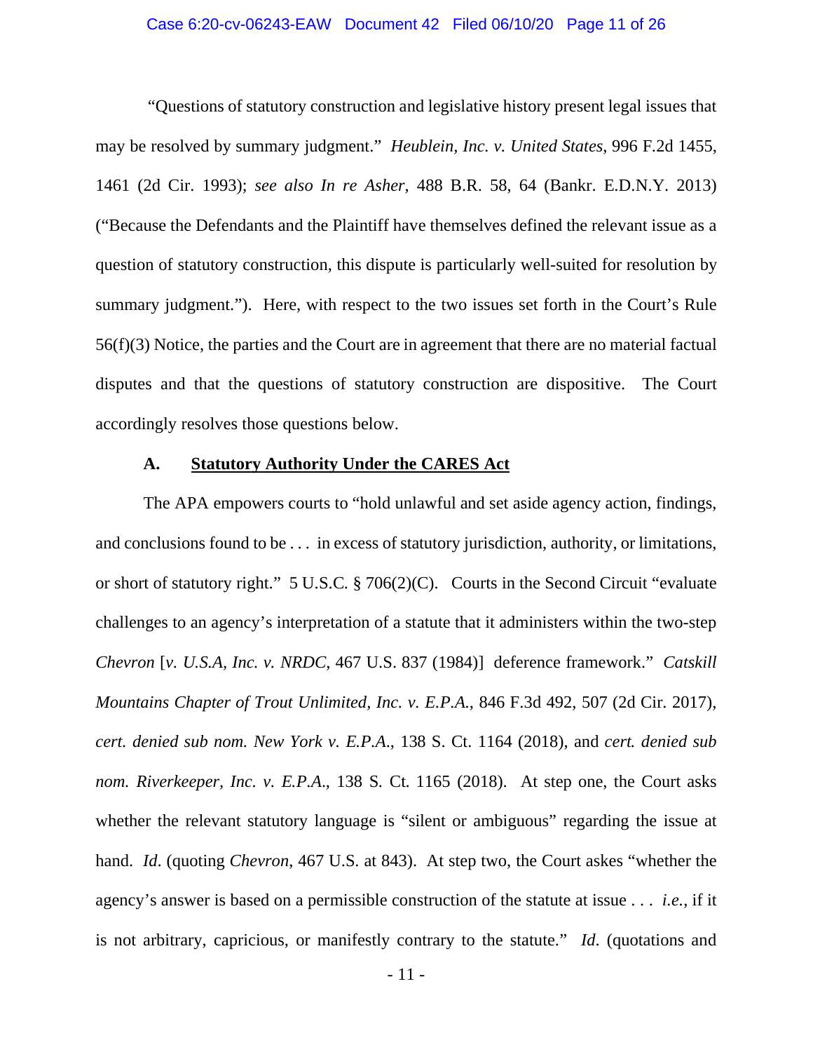"Questions of statutory construction and legislative history present legal issues that may be resolved by summary judgment." *Heublein, Inc. v. United States*, 996 F.2d 1455, 1461 (2d Cir. 1993); *see also In re Asher*, 488 B.R. 58, 64 (Bankr. E.D.N.Y. 2013) ("Because the Defendants and the Plaintiff have themselves defined the relevant issue as a question of statutory construction, this dispute is particularly well-suited for resolution by summary judgment."). Here, with respect to the two issues set forth in the Court's Rule 56(f)(3) Notice, the parties and the Court are in agreement that there are no material factual disputes and that the questions of statutory construction are dispositive. The Court accordingly resolves those questions below.

### A. <u>Statutory Authority Under the CARES Act</u>

The APA empowers courts to "hold unlawful and set aside agency action, findings, and conclusions found to be . . . in excess of statutory jurisdiction, authority, or limitations, or short of statutory right." 5 U.S.C. § 706(2)(C). Courts in the Second Circuit "evaluate challenges to an agency's interpretation of a statute that it administers within the two-step *Chevron* [*v. U.S.A, Inc. v. NRDC*, 467 U.S. 837 (1984)] deference framework." *Catskill Mountains Chapter of Trout Unlimited, Inc. v. E.P.A.*, 846 F.3d 492, 507 (2d Cir. 2017), *cert. denied sub nom. New York v. E.P.A.*, 138 S. Ct. 1164 (2018), and *cert. denied sub nom. Riverkeeper, Inc. v. E.P.A.*, 138 S. Ct. 1165 (2018). At step one, the Court asks whether the relevant statutory language is "silent or ambiguous" regarding the issue at hand. *Id*. (quoting *Chevron*, 467 U.S. at 843). At step two, the Court askes "whether the agency's answer is based on a permissible construction of the statute at issue . . . *i.e.*, if it is not arbitrary, capricious, or manifestly contrary to the statute." *Id*. (quotations and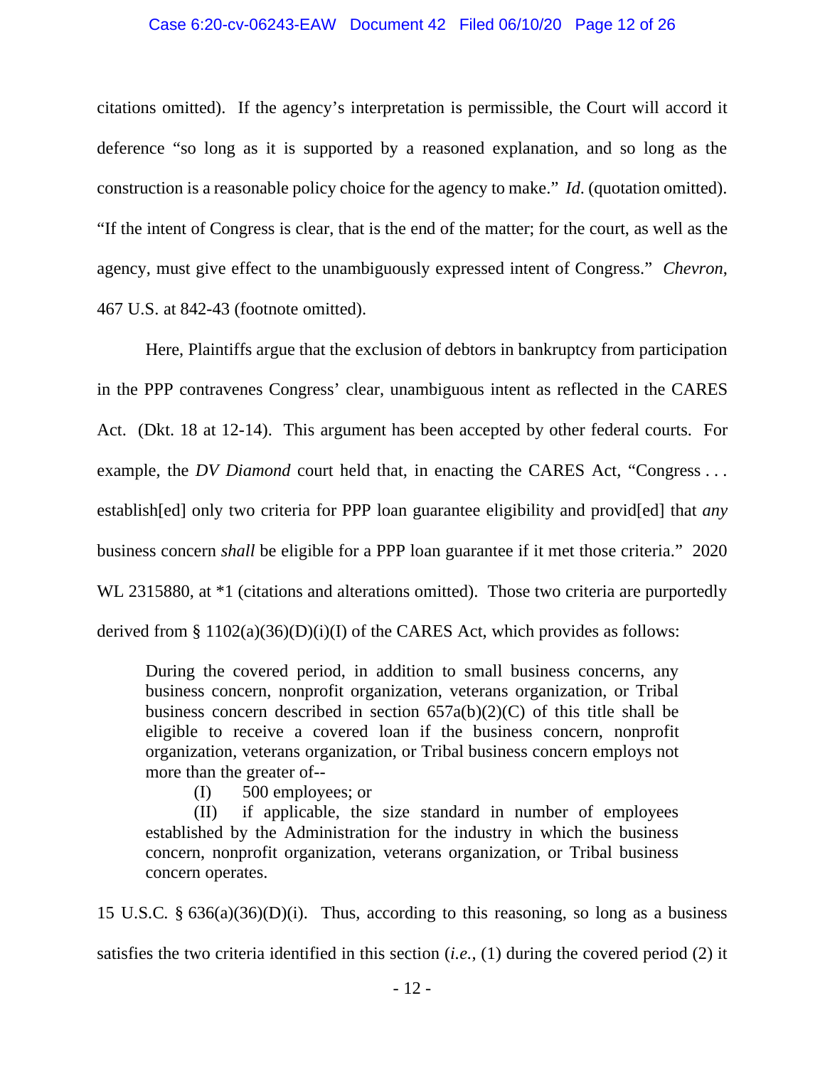citations omitted). If the agency's interpretation is permissible, the Court will accord it deference "so long as it is supported by a reasoned explanation, and so long as the construction is a reasonable policy choice for the agency to make." *Id.* (quotation omitted). "If the intent of Congress is clear, that is the end of the matter; for the court, as well as the agency, must give effect to the unambiguously expressed intent of Congress." *Chevron*, 467 U.S. at 842-43 (footnote omitted).

Here, Plaintiffs argue that the exclusion of debtors in bankruptcy from participation in the PPP contravenes Congress' clear, unambiguous intent as reflected in the CARES Act. (Dkt. 18 at 12-14). This argument has been accepted by other federal courts. For example, the *DV Diamond* court held that, in enacting the CARES Act, "Congress . . . establish[ed] only two criteria for PPP loan guarantee eligibility and provid[ed] that *any* business concern *shall* be eligible for a PPP loan guarantee if it met those criteria." 2020 WL 2315880, at *1 (citations and alterations omitted). Those two criteria are purportedly derived from § 1102(a)(36)(D)(i)(I) of the CARES Act, which provides as follows:

> During the covered period, in addition to small business concerns, any business concern, nonprofit organization, veterans organization, or Tribal business concern described in section 657a(b)(2)(C) of this title shall be eligible to receive a covered loan if the business concern, nonprofit organization, veterans organization, or Tribal business concern employs not more than the greater of--
>
> (I) 500 employees; or
>
> (II) if applicable, the size standard in number of employees established by the Administration for the industry in which the business concern, nonprofit organization, veterans organization, or Tribal business concern operates.

15 U.S.C. § 636(a)(36)(D)(i). Thus, according to this reasoning, so long as a business satisfies the two criteria identified in this section (*i.e.*, (1) during the covered period (2) it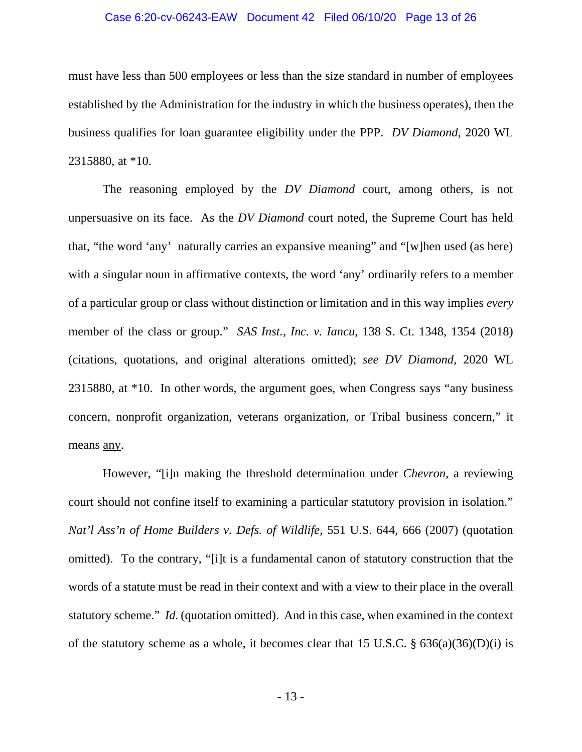must have less than 500 employees or less than the size standard in number of employees established by the Administration for the industry in which the business operates), then the business qualifies for loan guarantee eligibility under the PPP. *DV Diamond*, 2020 WL 2315880, at *10.

The reasoning employed by the *DV Diamond* court, among others, is not unpersuasive on its face. As the *DV Diamond* court noted, the Supreme Court has held that, "the word 'any' naturally carries an expansive meaning" and "[w]hen used (as here) with a singular noun in affirmative contexts, the word 'any' ordinarily refers to a member of a particular group or class without distinction or limitation and in this way implies *every* member of the class or group." *SAS Inst., Inc. v. Iancu*, 138 S. Ct. 1348, 1354 (2018) (citations, quotations, and original alterations omitted); *see DV Diamond*, 2020 WL 2315880, at *10. In other words, the argument goes, when Congress says "any business concern, nonprofit organization, veterans organization, or Tribal business concern," it means <u>any</u>.

However, "[i]n making the threshold determination under *Chevron*, a reviewing court should not confine itself to examining a particular statutory provision in isolation." *Nat'l Ass'n of Home Builders v. Defs. of Wildlife*, 551 U.S. 644, 666 (2007) (quotation omitted). To the contrary, "[i]t is a fundamental canon of statutory construction that the words of a statute must be read in their context and with a view to their place in the overall statutory scheme." *Id.* (quotation omitted). And in this case, when examined in the context of the statutory scheme as a whole, it becomes clear that 15 U.S.C. § 636(a)(36)(D)(i) is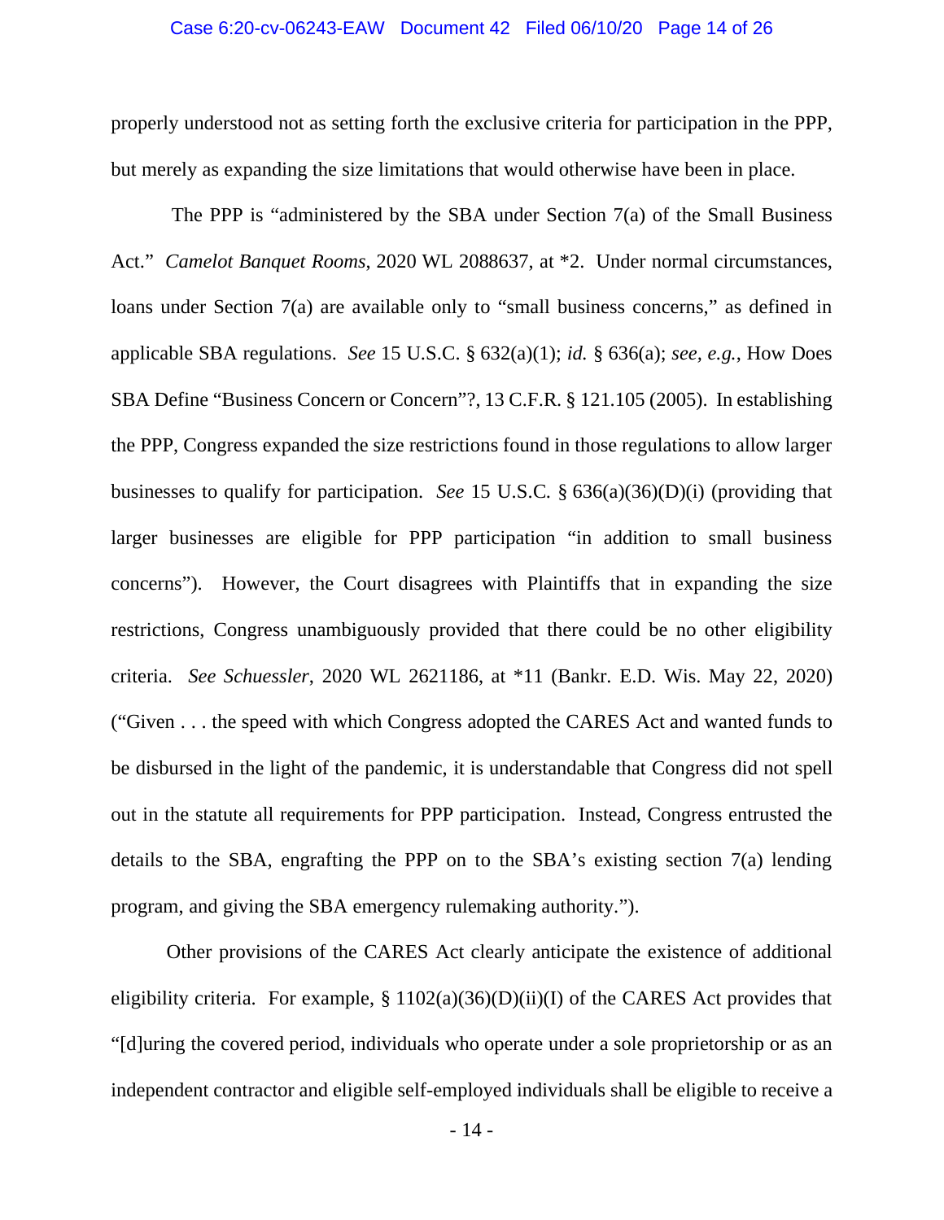properly understood not as setting forth the exclusive criteria for participation in the PPP, but merely as expanding the size limitations that would otherwise have been in place.

The PPP is "administered by the SBA under Section 7(a) of the Small Business Act." *Camelot Banquet Rooms*, 2020 WL 2088637, at *2. Under normal circumstances, loans under Section 7(a) are available only to "small business concerns," as defined in applicable SBA regulations. *See* 15 U.S.C. § 632(a)(1); *id.* § 636(a); *see, e.g.*, How Does SBA Define "Business Concern or Concern"?, 13 C.F.R. § 121.105 (2005). In establishing the PPP, Congress expanded the size restrictions found in those regulations to allow larger businesses to qualify for participation. *See* 15 U.S.C. § 636(a)(36)(D)(i) (providing that larger businesses are eligible for PPP participation "in addition to small business concerns"). However, the Court disagrees with Plaintiffs that in expanding the size restrictions, Congress unambiguously provided that there could be no other eligibility criteria. *See Schuessler*, 2020 WL 2621186, at *11 (Bankr. E.D. Wis. May 22, 2020) ("Given . . . the speed with which Congress adopted the CARES Act and wanted funds to be disbursed in the light of the pandemic, it is understandable that Congress did not spell out in the statute all requirements for PPP participation. Instead, Congress entrusted the details to the SBA, engrafting the PPP on to the SBA's existing section 7(a) lending program, and giving the SBA emergency rulemaking authority.").

Other provisions of the CARES Act clearly anticipate the existence of additional eligibility criteria. For example, § 1102(a)(36)(D)(ii)(I) of the CARES Act provides that "[d]uring the covered period, individuals who operate under a sole proprietorship or as an independent contractor and eligible self-employed individuals shall be eligible to receive a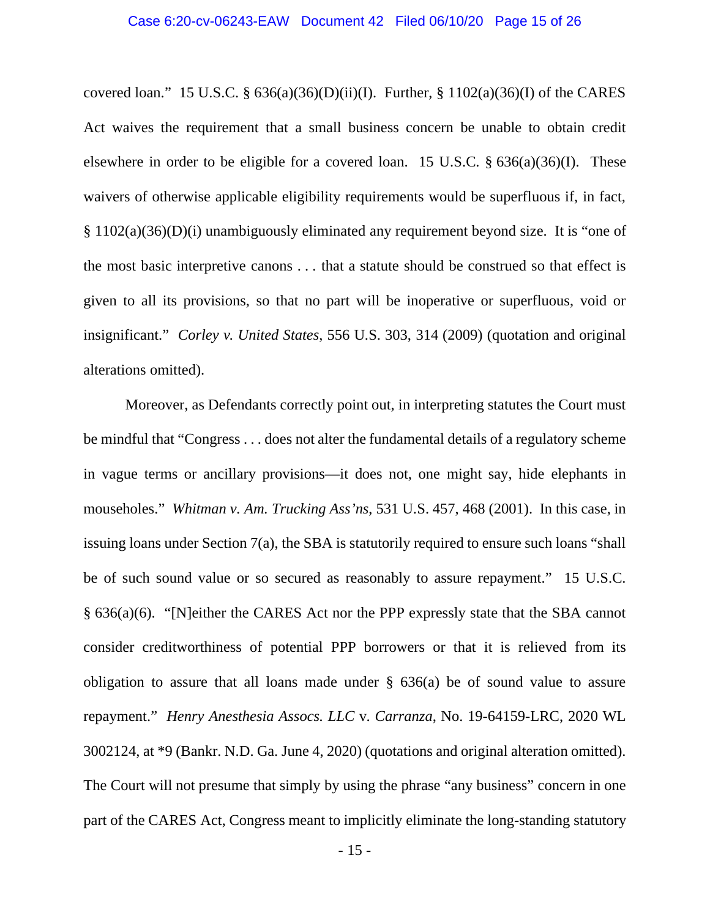covered loan." 15 U.S.C. § 636(a)(36)(D)(ii)(I). Further, § 1102(a)(36)(I) of the CARES Act waives the requirement that a small business concern be unable to obtain credit elsewhere in order to be eligible for a covered loan. 15 U.S.C. § 636(a)(36)(I). These waivers of otherwise applicable eligibility requirements would be superfluous if, in fact, § 1102(a)(36)(D)(i) unambiguously eliminated any requirement beyond size. It is "one of the most basic interpretive canons . . . that a statute should be construed so that effect is given to all its provisions, so that no part will be inoperative or superfluous, void or insignificant." *Corley v. United States*, 556 U.S. 303, 314 (2009) (quotation and original alterations omitted).

Moreover, as Defendants correctly point out, in interpreting statutes the Court must be mindful that "Congress . . . does not alter the fundamental details of a regulatory scheme in vague terms or ancillary provisions—it does not, one might say, hide elephants in mouseholes." *Whitman v. Am. Trucking Ass'ns*, 531 U.S. 457, 468 (2001). In this case, in issuing loans under Section 7(a), the SBA is statutorily required to ensure such loans "shall be of such sound value or so secured as reasonably to assure repayment." 15 U.S.C. § 636(a)(6). "[N]either the CARES Act nor the PPP expressly state that the SBA cannot consider creditworthiness of potential PPP borrowers or that it is relieved from its obligation to assure that all loans made under § 636(a) be of sound value to assure repayment." *Henry Anesthesia Assocs. LLC* v. *Carranza*, No. 19-64159-LRC, 2020 WL 3002124, at *9 (Bankr. N.D. Ga. June 4, 2020) (quotations and original alteration omitted). The Court will not presume that simply by using the phrase "any business" concern in one part of the CARES Act, Congress meant to implicitly eliminate the long-standing statutory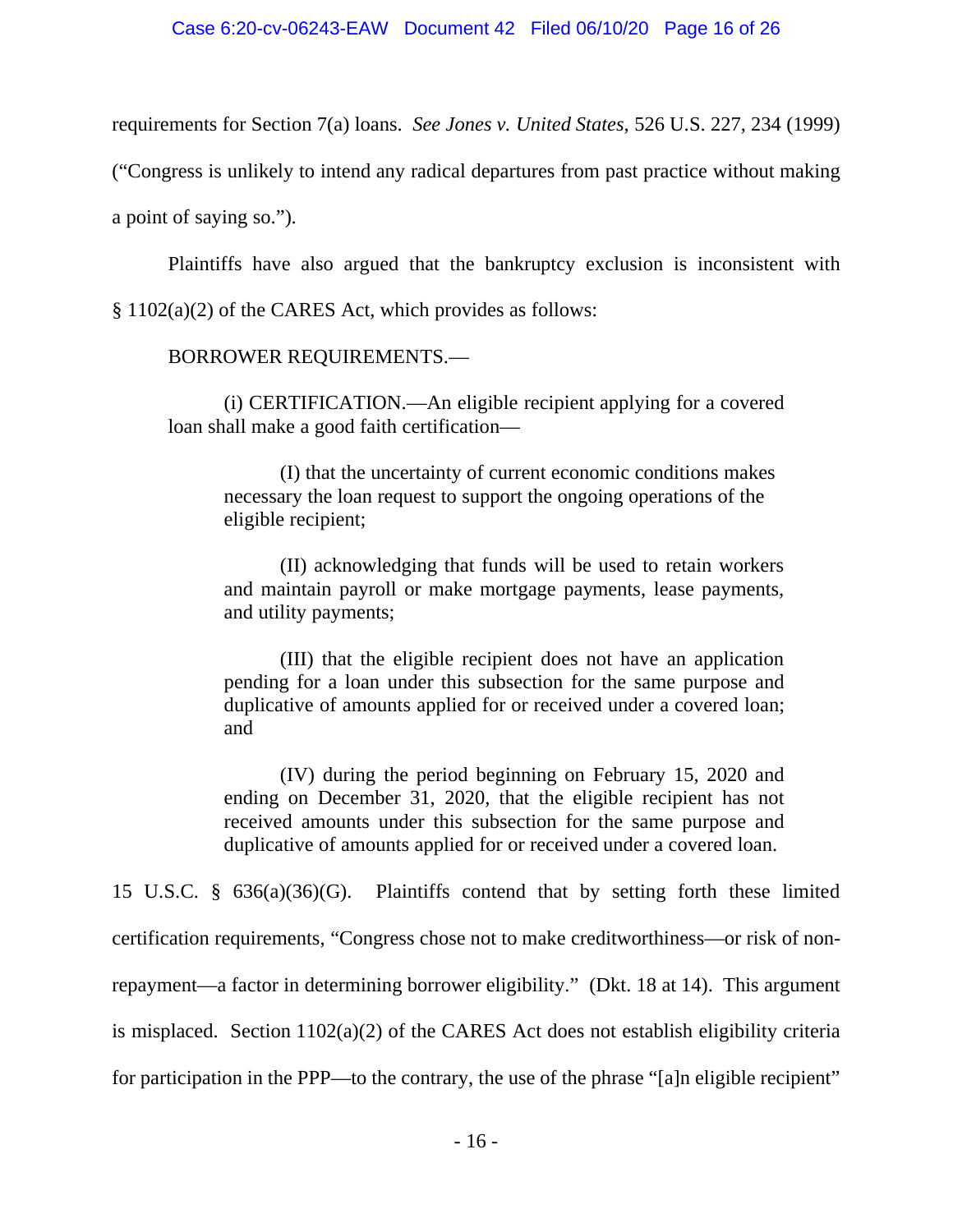requirements for Section 7(a) loans. *See Jones v. United States*, 526 U.S. 227, 234 (1999) ("Congress is unlikely to intend any radical departures from past practice without making a point of saying so.").

Plaintiffs have also argued that the bankruptcy exclusion is inconsistent with § 1102(a)(2) of the CARES Act, which provides as follows:

> BORROWER REQUIREMENTS.—
>
> (i) CERTIFICATION.—An eligible recipient applying for a covered loan shall make a good faith certification—
>
>> (I) that the uncertainty of current economic conditions makes necessary the loan request to support the ongoing operations of the eligible recipient;
>>
>> (II) acknowledging that funds will be used to retain workers and maintain payroll or make mortgage payments, lease payments, and utility payments;
>>
>> (III) that the eligible recipient does not have an application pending for a loan under this subsection for the same purpose and duplicative of amounts applied for or received under a covered loan; and
>>
>> (IV) during the period beginning on February 15, 2020 and ending on December 31, 2020, that the eligible recipient has not received amounts under this subsection for the same purpose and duplicative of amounts applied for or received under a covered loan.

15 U.S.C. § 636(a)(36)(G). Plaintiffs contend that by setting forth these limited certification requirements, "Congress chose not to make creditworthiness—or risk of non-repayment—a factor in determining borrower eligibility." (Dkt. 18 at 14). This argument is misplaced. Section 1102(a)(2) of the CARES Act does not establish eligibility criteria for participation in the PPP—to the contrary, the use of the phrase "[a]n eligible recipient"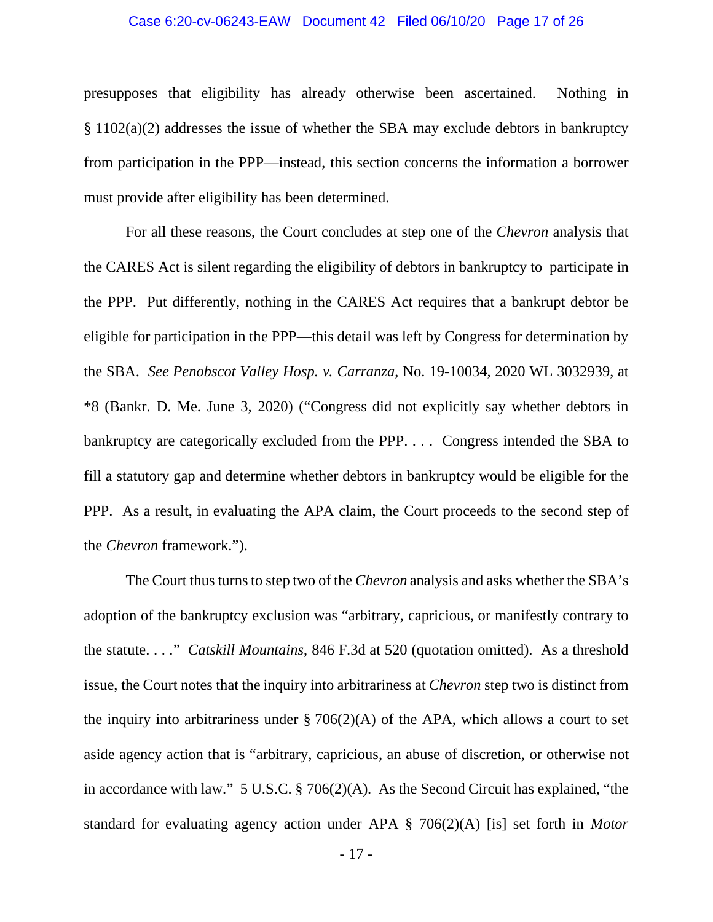presupposes that eligibility has already otherwise been ascertained. Nothing in § 1102(a)(2) addresses the issue of whether the SBA may exclude debtors in bankruptcy from participation in the PPP—instead, this section concerns the information a borrower must provide after eligibility has been determined.

For all these reasons, the Court concludes at step one of the *Chevron* analysis that the CARES Act is silent regarding the eligibility of debtors in bankruptcy to participate in the PPP. Put differently, nothing in the CARES Act requires that a bankrupt debtor be eligible for participation in the PPP—this detail was left by Congress for determination by the SBA. *See Penobscot Valley Hosp. v. Carranza*, No. 19-10034, 2020 WL 3032939, at *8 (Bankr. D. Me. June 3, 2020) ("Congress did not explicitly say whether debtors in bankruptcy are categorically excluded from the PPP. . . . Congress intended the SBA to fill a statutory gap and determine whether debtors in bankruptcy would be eligible for the PPP. As a result, in evaluating the APA claim, the Court proceeds to the second step of the *Chevron* framework.").

The Court thus turns to step two of the *Chevron* analysis and asks whether the SBA's adoption of the bankruptcy exclusion was "arbitrary, capricious, or manifestly contrary to the statute. . . ." *Catskill Mountains*, 846 F.3d at 520 (quotation omitted). As a threshold issue, the Court notes that the inquiry into arbitrariness at *Chevron* step two is distinct from the inquiry into arbitrariness under § 706(2)(A) of the APA, which allows a court to set aside agency action that is "arbitrary, capricious, an abuse of discretion, or otherwise not in accordance with law." 5 U.S.C. § 706(2)(A). As the Second Circuit has explained, "the standard for evaluating agency action under APA § 706(2)(A) [is] set forth in *Motor*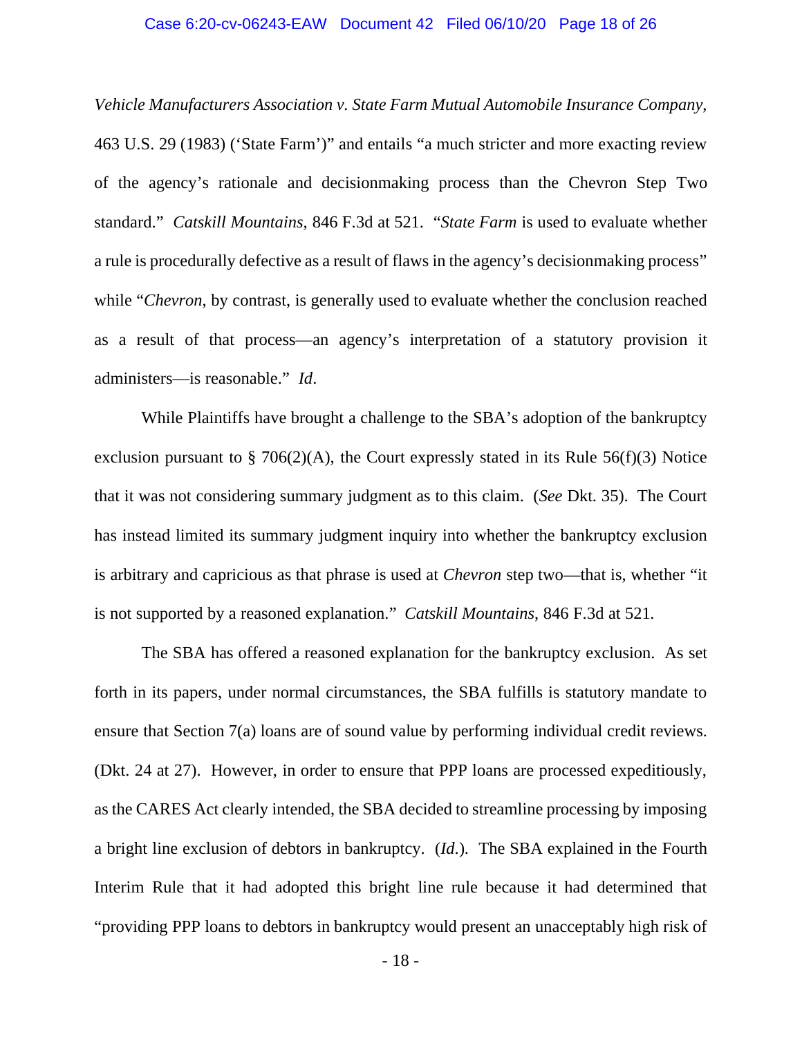*Vehicle Manufacturers Association v. State Farm Mutual Automobile Insurance Company*, 463 U.S. 29 (1983) ('State Farm')" and entails "a much stricter and more exacting review of the agency's rationale and decisionmaking process than the Chevron Step Two standard." *Catskill Mountains*, 846 F.3d at 521. "*State Farm* is used to evaluate whether a rule is procedurally defective as a result of flaws in the agency's decisionmaking process" while "*Chevron*, by contrast, is generally used to evaluate whether the conclusion reached as a result of that process—an agency's interpretation of a statutory provision it administers—is reasonable." *Id*.

While Plaintiffs have brought a challenge to the SBA's adoption of the bankruptcy exclusion pursuant to § 706(2)(A), the Court expressly stated in its Rule 56(f)(3) Notice that it was not considering summary judgment as to this claim. (*See* Dkt. 35). The Court has instead limited its summary judgment inquiry into whether the bankruptcy exclusion is arbitrary and capricious as that phrase is used at *Chevron* step two—that is, whether "it is not supported by a reasoned explanation." *Catskill Mountains*, 846 F.3d at 521.

The SBA has offered a reasoned explanation for the bankruptcy exclusion. As set forth in its papers, under normal circumstances, the SBA fulfills is statutory mandate to ensure that Section 7(a) loans are of sound value by performing individual credit reviews. (Dkt. 24 at 27). However, in order to ensure that PPP loans are processed expeditiously, as the CARES Act clearly intended, the SBA decided to streamline processing by imposing a bright line exclusion of debtors in bankruptcy. (*Id*.). The SBA explained in the Fourth Interim Rule that it had adopted this bright line rule because it had determined that "providing PPP loans to debtors in bankruptcy would present an unacceptably high risk of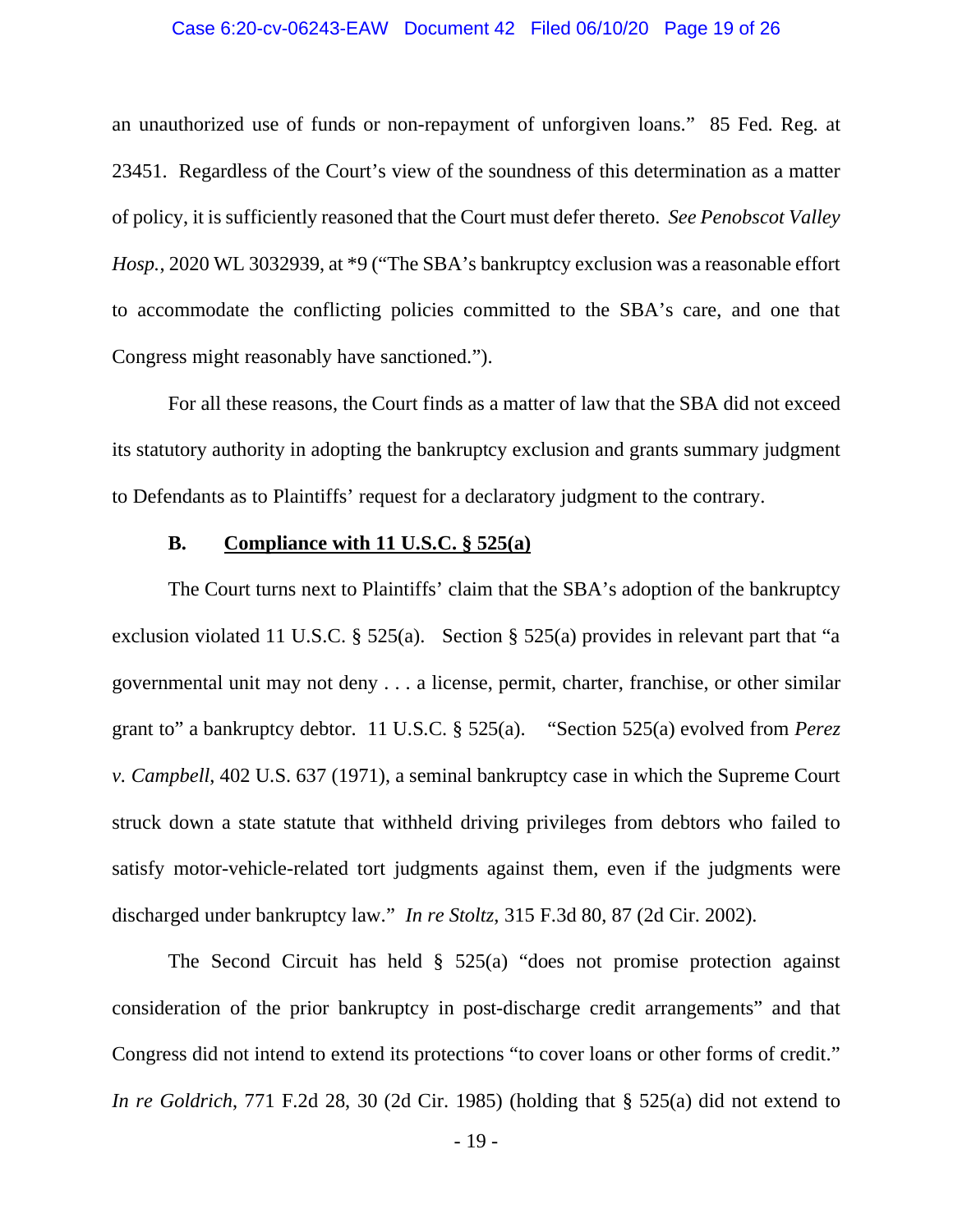an unauthorized use of funds or non-repayment of unforgiven loans." 85 Fed. Reg. at 23451. Regardless of the Court's view of the soundness of this determination as a matter of policy, it is sufficiently reasoned that the Court must defer thereto. *See Penobscot Valley Hosp.*, 2020 WL 3032939, at *9 ("The SBA's bankruptcy exclusion was a reasonable effort to accommodate the conflicting policies committed to the SBA's care, and one that Congress might reasonably have sanctioned.").

For all these reasons, the Court finds as a matter of law that the SBA did not exceed its statutory authority in adopting the bankruptcy exclusion and grants summary judgment to Defendants as to Plaintiffs' request for a declaratory judgment to the contrary.

### B. Compliance with 11 U.S.C. § 525(a)

The Court turns next to Plaintiffs' claim that the SBA's adoption of the bankruptcy exclusion violated 11 U.S.C. § 525(a). Section § 525(a) provides in relevant part that "a governmental unit may not deny . . . a license, permit, charter, franchise, or other similar grant to" a bankruptcy debtor. 11 U.S.C. § 525(a). "Section 525(a) evolved from *Perez v. Campbell*, 402 U.S. 637 (1971), a seminal bankruptcy case in which the Supreme Court struck down a state statute that withheld driving privileges from debtors who failed to satisfy motor-vehicle-related tort judgments against them, even if the judgments were discharged under bankruptcy law." *In re Stoltz*, 315 F.3d 80, 87 (2d Cir. 2002).

The Second Circuit has held § 525(a) "does not promise protection against consideration of the prior bankruptcy in post-discharge credit arrangements" and that Congress did not intend to extend its protections "to cover loans or other forms of credit." *In re Goldrich*, 771 F.2d 28, 30 (2d Cir. 1985) (holding that § 525(a) did not extend to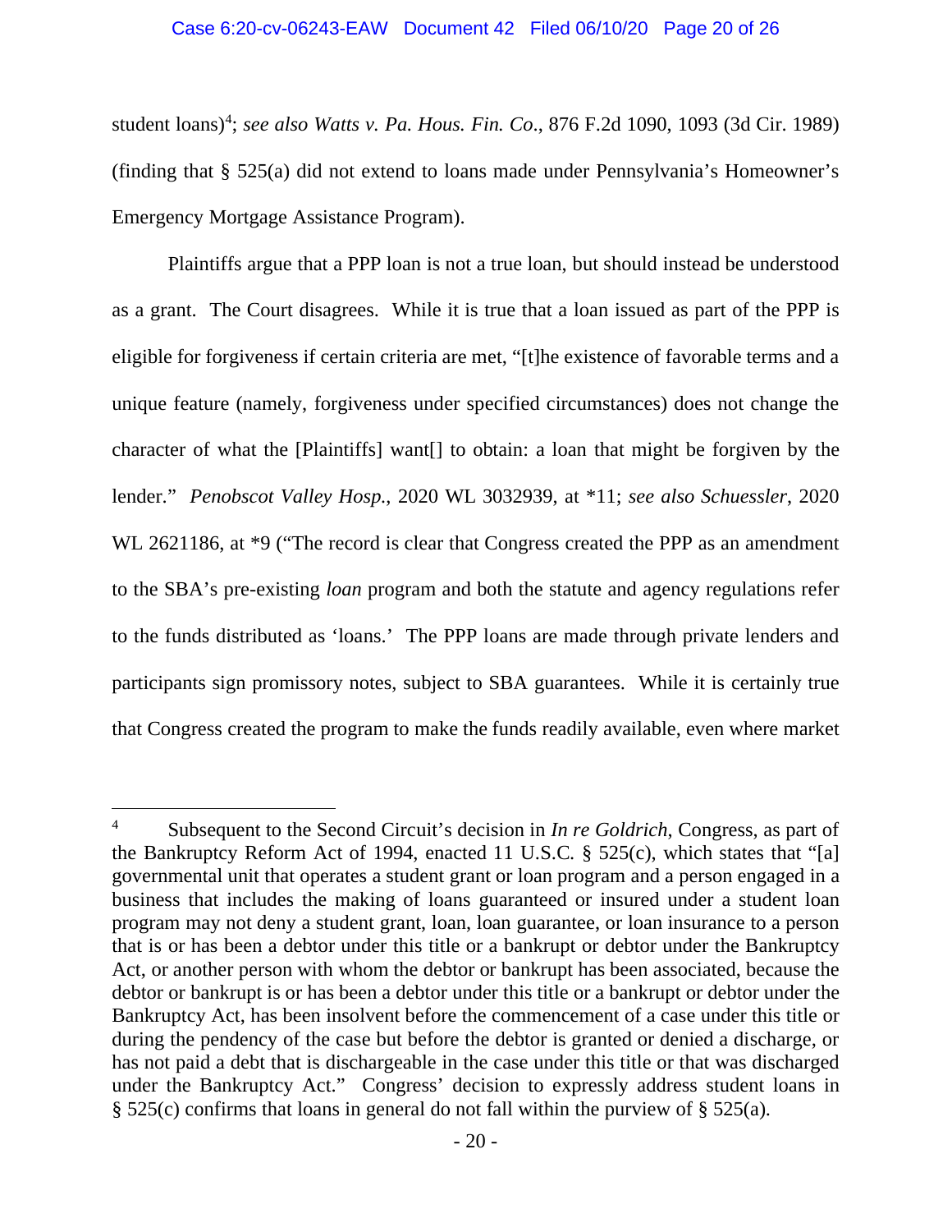student loans)[4]; *see also Watts v. Pa. Hous. Fin. Co.*, 876 F.2d 1090, 1093 (3d Cir. 1989) (finding that § 525(a) did not extend to loans made under Pennsylvania's Homeowner's Emergency Mortgage Assistance Program).

Plaintiffs argue that a PPP loan is not a true loan, but should instead be understood as a grant. The Court disagrees. While it is true that a loan issued as part of the PPP is eligible for forgiveness if certain criteria are met, "[t]he existence of favorable terms and a unique feature (namely, forgiveness under specified circumstances) does not change the character of what the [Plaintiffs] want[] to obtain: a loan that might be forgiven by the lender." *Penobscot Valley Hosp.*, 2020 WL 3032939, at *11; *see also Schuessler*, 2020 WL 2621186, at *9 ("The record is clear that Congress created the PPP as an amendment to the SBA's pre-existing *loan* program and both the statute and agency regulations refer to the funds distributed as 'loans.' The PPP loans are made through private lenders and participants sign promissory notes, subject to SBA guarantees. While it is certainly true that Congress created the program to make the funds readily available, even where market

---

[4] Subsequent to the Second Circuit's decision in *In re Goldrich*, Congress, as part of the Bankruptcy Reform Act of 1994, enacted 11 U.S.C. § 525(c), which states that "[a] governmental unit that operates a student grant or loan program and a person engaged in a business that includes the making of loans guaranteed or insured under a student loan program may not deny a student grant, loan, loan guarantee, or loan insurance to a person that is or has been a debtor under this title or a bankrupt or debtor under the Bankruptcy Act, or another person with whom the debtor or bankrupt has been associated, because the debtor or bankrupt is or has been a debtor under this title or a bankrupt or debtor under the Bankruptcy Act, has been insolvent before the commencement of a case under this title or during the pendency of the case but before the debtor is granted or denied a discharge, or has not paid a debt that is dischargeable in the case under this title or that was discharged under the Bankruptcy Act." Congress' decision to expressly address student loans in § 525(c) confirms that loans in general do not fall within the purview of § 525(a).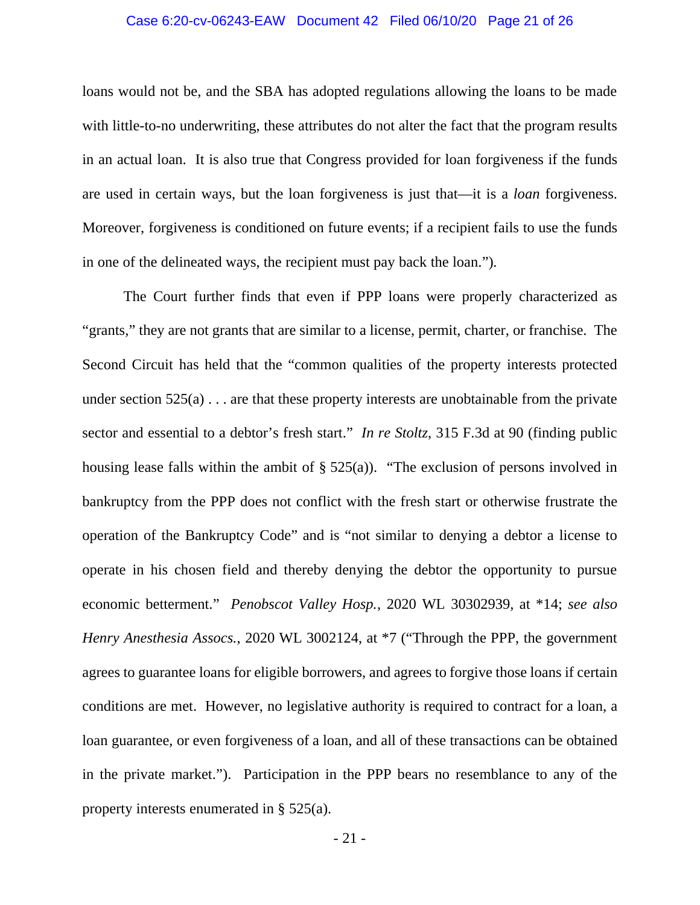loans would not be, and the SBA has adopted regulations allowing the loans to be made with little-to-no underwriting, these attributes do not alter the fact that the program results in an actual loan. It is also true that Congress provided for loan forgiveness if the funds are used in certain ways, but the loan forgiveness is just that—it is a *loan* forgiveness. Moreover, forgiveness is conditioned on future events; if a recipient fails to use the funds in one of the delineated ways, the recipient must pay back the loan.").

The Court further finds that even if PPP loans were properly characterized as "grants," they are not grants that are similar to a license, permit, charter, or franchise. The Second Circuit has held that the "common qualities of the property interests protected under section 525(a) . . . are that these property interests are unobtainable from the private sector and essential to a debtor's fresh start." *In re Stoltz*, 315 F.3d at 90 (finding public housing lease falls within the ambit of § 525(a)). "The exclusion of persons involved in bankruptcy from the PPP does not conflict with the fresh start or otherwise frustrate the operation of the Bankruptcy Code" and is "not similar to denying a debtor a license to operate in his chosen field and thereby denying the debtor the opportunity to pursue economic betterment." *Penobscot Valley Hosp.*, 2020 WL 30302939, at *14; *see also Henry Anesthesia Assocs.*, 2020 WL 3002124, at *7 ("Through the PPP, the government agrees to guarantee loans for eligible borrowers, and agrees to forgive those loans if certain conditions are met. However, no legislative authority is required to contract for a loan, a loan guarantee, or even forgiveness of a loan, and all of these transactions can be obtained in the private market."). Participation in the PPP bears no resemblance to any of the property interests enumerated in § 525(a).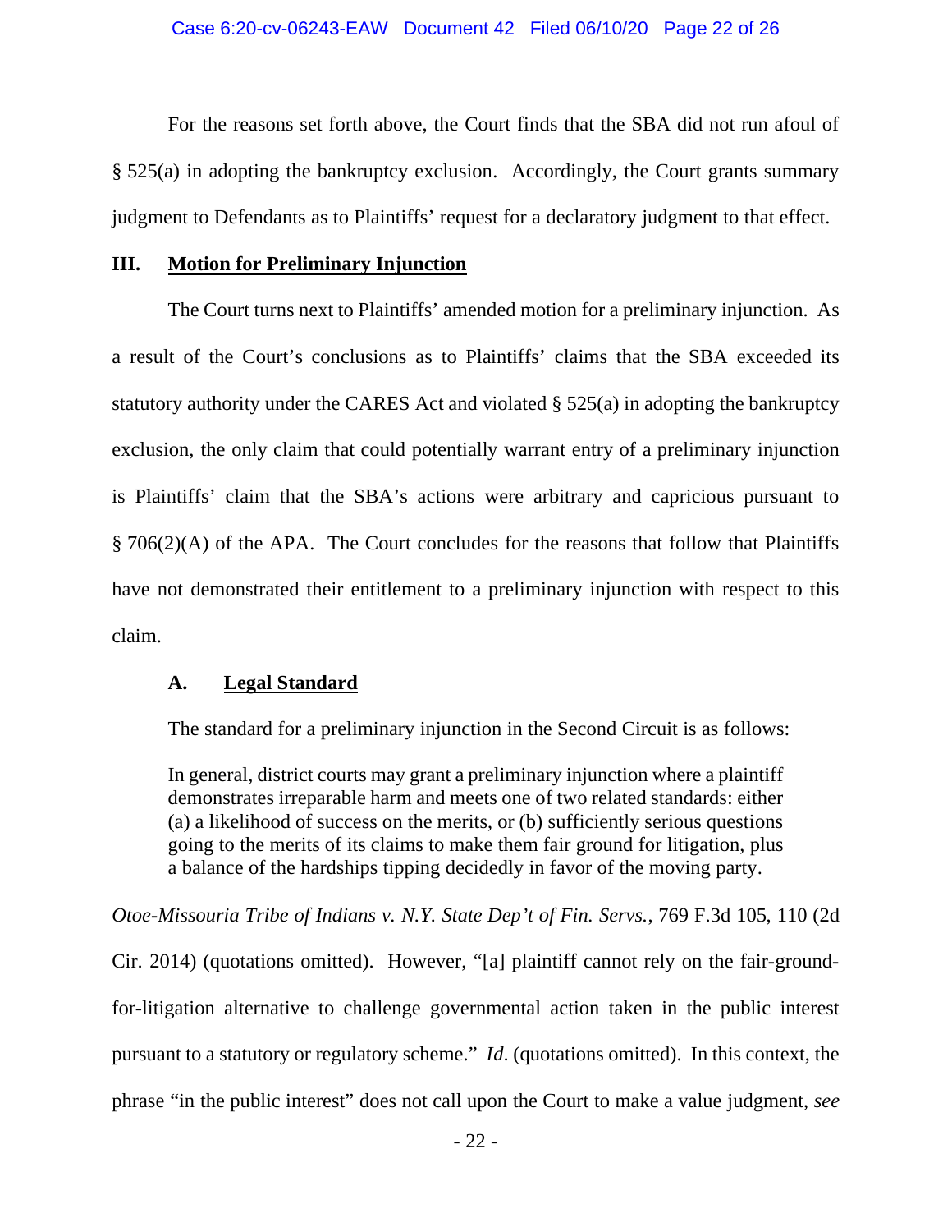For the reasons set forth above, the Court finds that the SBA did not run afoul of § 525(a) in adopting the bankruptcy exclusion. Accordingly, the Court grants summary judgment to Defendants as to Plaintiffs' request for a declaratory judgment to that effect.

## III. **Motion for Preliminary Injunction**

The Court turns next to Plaintiffs' amended motion for a preliminary injunction. As a result of the Court's conclusions as to Plaintiffs' claims that the SBA exceeded its statutory authority under the CARES Act and violated § 525(a) in adopting the bankruptcy exclusion, the only claim that could potentially warrant entry of a preliminary injunction is Plaintiffs' claim that the SBA's actions were arbitrary and capricious pursuant to § 706(2)(A) of the APA. The Court concludes for the reasons that follow that Plaintiffs have not demonstrated their entitlement to a preliminary injunction with respect to this claim.

### A. **Legal Standard**

The standard for a preliminary injunction in the Second Circuit is as follows:

> In general, district courts may grant a preliminary injunction where a plaintiff demonstrates irreparable harm and meets one of two related standards: either (a) a likelihood of success on the merits, or (b) sufficiently serious questions going to the merits of its claims to make them fair ground for litigation, plus a balance of the hardships tipping decidedly in favor of the moving party.

*Otoe-Missouria Tribe of Indians v. N.Y. State Dep't of Fin. Servs.*, 769 F.3d 105, 110 (2d Cir. 2014) (quotations omitted). However, "[a] plaintiff cannot rely on the fair-ground-for-litigation alternative to challenge governmental action taken in the public interest pursuant to a statutory or regulatory scheme." *Id*. (quotations omitted). In this context, the phrase "in the public interest" does not call upon the Court to make a value judgment, *see*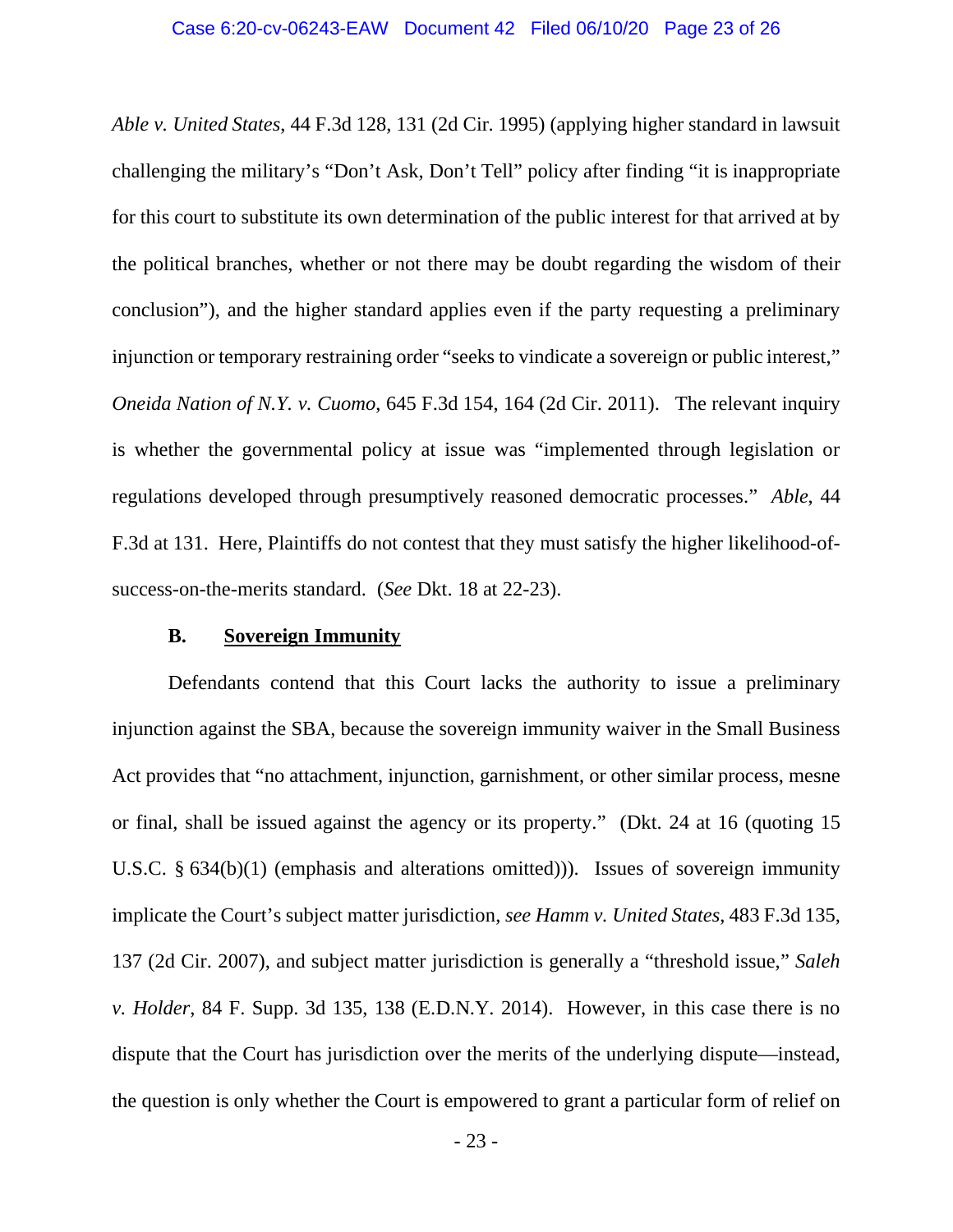*Able v. United States*, 44 F.3d 128, 131 (2d Cir. 1995) (applying higher standard in lawsuit challenging the military's "Don't Ask, Don't Tell" policy after finding "it is inappropriate for this court to substitute its own determination of the public interest for that arrived at by the political branches, whether or not there may be doubt regarding the wisdom of their conclusion"), and the higher standard applies even if the party requesting a preliminary injunction or temporary restraining order "seeks to vindicate a sovereign or public interest," *Oneida Nation of N.Y. v. Cuomo*, 645 F.3d 154, 164 (2d Cir. 2011). The relevant inquiry is whether the governmental policy at issue was "implemented through legislation or regulations developed through presumptively reasoned democratic processes." *Able*, 44 F.3d at 131. Here, Plaintiffs do not contest that they must satisfy the higher likelihood-of-success-on-the-merits standard. (*See* Dkt. 18 at 22-23).

### B. Sovereign Immunity

Defendants contend that this Court lacks the authority to issue a preliminary injunction against the SBA, because the sovereign immunity waiver in the Small Business Act provides that "no attachment, injunction, garnishment, or other similar process, mesne or final, shall be issued against the agency or its property." (Dkt. 24 at 16 (quoting 15 U.S.C. § 634(b)(1) (emphasis and alterations omitted))). Issues of sovereign immunity implicate the Court's subject matter jurisdiction, *see Hamm v. United States*, 483 F.3d 135, 137 (2d Cir. 2007), and subject matter jurisdiction is generally a "threshold issue," *Saleh v. Holder*, 84 F. Supp. 3d 135, 138 (E.D.N.Y. 2014). However, in this case there is no dispute that the Court has jurisdiction over the merits of the underlying dispute—instead, the question is only whether the Court is empowered to grant a particular form of relief on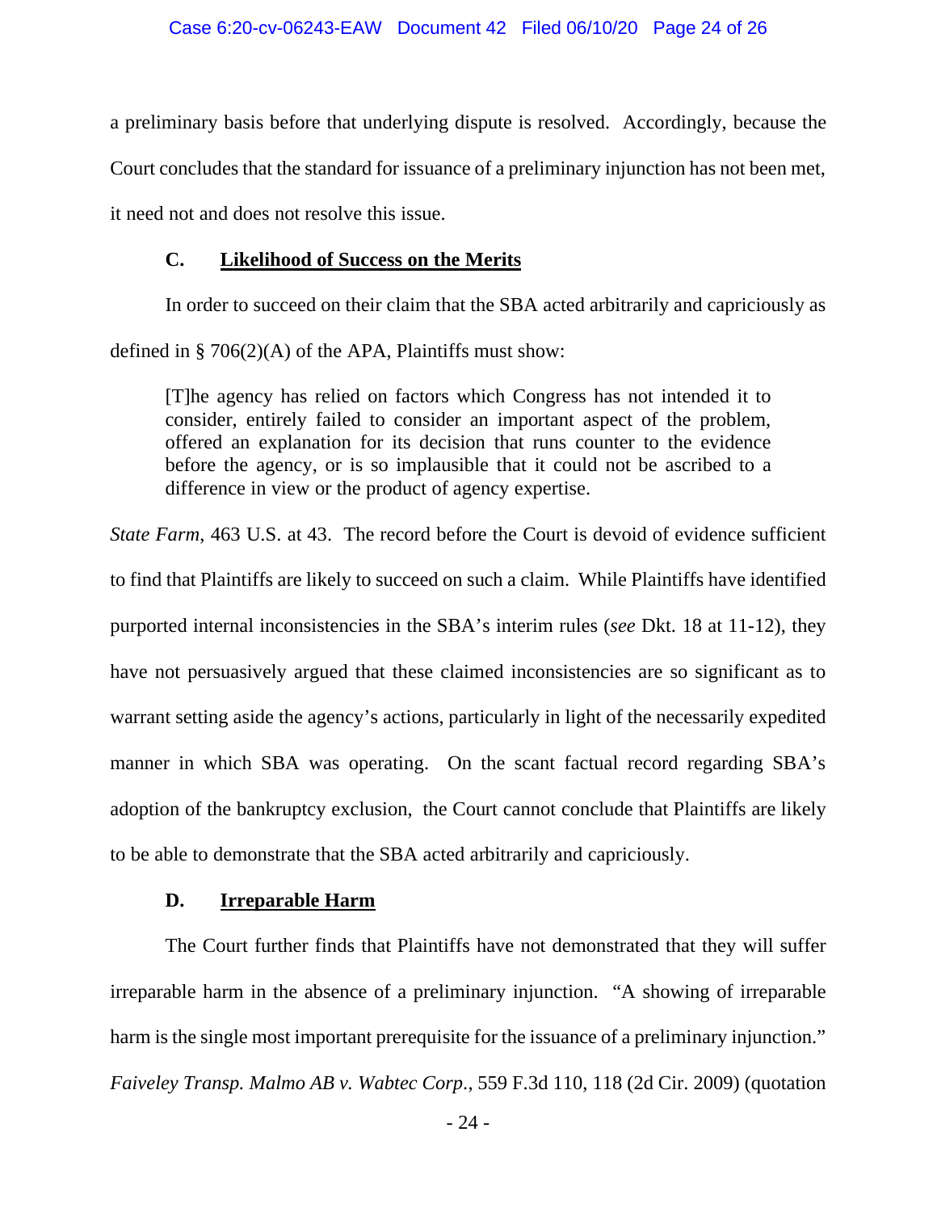a preliminary basis before that underlying dispute is resolved. Accordingly, because the Court concludes that the standard for issuance of a preliminary injunction has not been met, it need not and does not resolve this issue.

### C. Likelihood of Success on the Merits

In order to succeed on their claim that the SBA acted arbitrarily and capriciously as defined in § 706(2)(A) of the APA, Plaintiffs must show:

> [T]he agency has relied on factors which Congress has not intended it to consider, entirely failed to consider an important aspect of the problem, offered an explanation for its decision that runs counter to the evidence before the agency, or is so implausible that it could not be ascribed to a difference in view or the product of agency expertise.

*State Farm*, 463 U.S. at 43. The record before the Court is devoid of evidence sufficient to find that Plaintiffs are likely to succeed on such a claim. While Plaintiffs have identified purported internal inconsistencies in the SBA's interim rules (*see* Dkt. 18 at 11-12), they have not persuasively argued that these claimed inconsistencies are so significant as to warrant setting aside the agency's actions, particularly in light of the necessarily expedited manner in which SBA was operating. On the scant factual record regarding SBA's adoption of the bankruptcy exclusion, the Court cannot conclude that Plaintiffs are likely to be able to demonstrate that the SBA acted arbitrarily and capriciously.

### D. Irreparable Harm

The Court further finds that Plaintiffs have not demonstrated that they will suffer irreparable harm in the absence of a preliminary injunction. "A showing of irreparable harm is the single most important prerequisite for the issuance of a preliminary injunction." *Faiveley Transp. Malmo AB v. Wabtec Corp.*, 559 F.3d 110, 118 (2d Cir. 2009) (quotation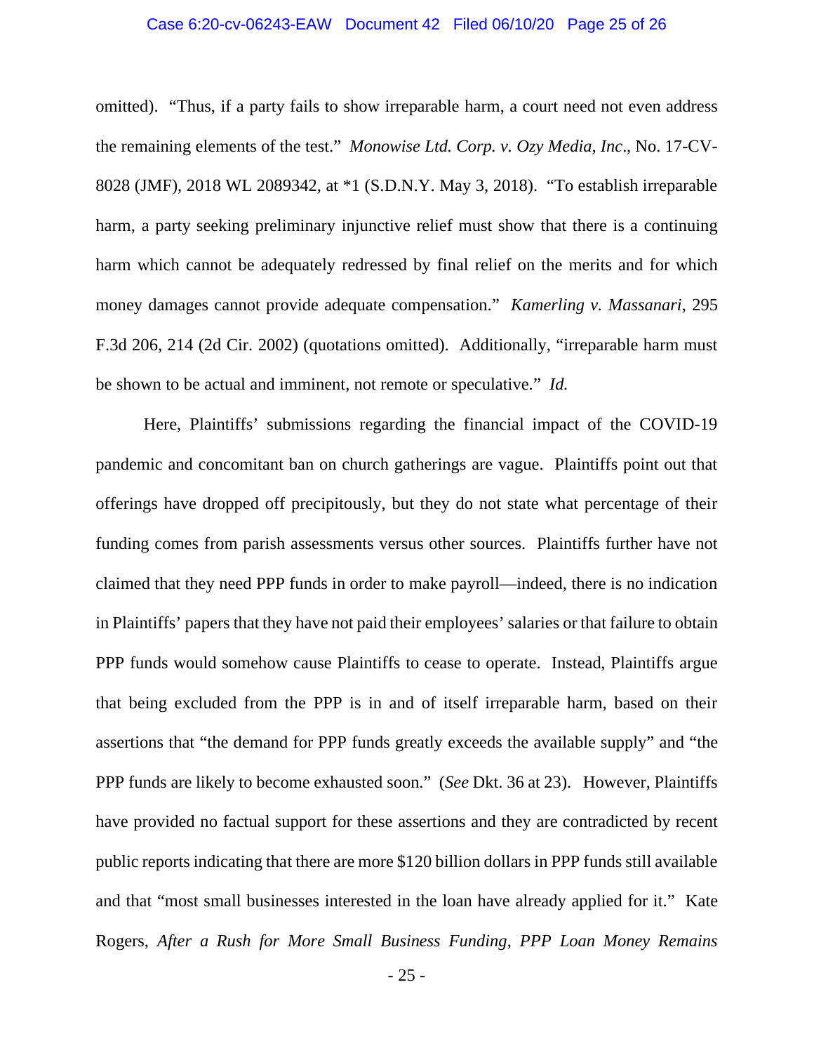omitted). "Thus, if a party fails to show irreparable harm, a court need not even address the remaining elements of the test." *Monowise Ltd. Corp. v. Ozy Media, Inc*., No. 17-CV-8028 (JMF), 2018 WL 2089342, at *1 (S.D.N.Y. May 3, 2018). "To establish irreparable harm, a party seeking preliminary injunctive relief must show that there is a continuing harm which cannot be adequately redressed by final relief on the merits and for which money damages cannot provide adequate compensation." *Kamerling v. Massanari*, 295 F.3d 206, 214 (2d Cir. 2002) (quotations omitted). Additionally, "irreparable harm must be shown to be actual and imminent, not remote or speculative." *Id.*

Here, Plaintiffs' submissions regarding the financial impact of the COVID-19 pandemic and concomitant ban on church gatherings are vague. Plaintiffs point out that offerings have dropped off precipitously, but they do not state what percentage of their funding comes from parish assessments versus other sources. Plaintiffs further have not claimed that they need PPP funds in order to make payroll—indeed, there is no indication in Plaintiffs' papers that they have not paid their employees' salaries or that failure to obtain PPP funds would somehow cause Plaintiffs to cease to operate. Instead, Plaintiffs argue that being excluded from the PPP is in and of itself irreparable harm, based on their assertions that "the demand for PPP funds greatly exceeds the available supply" and "the PPP funds are likely to become exhausted soon." (*See* Dkt. 36 at 23). However, Plaintiffs have provided no factual support for these assertions and they are contradicted by recent public reports indicating that there are more $120 billion dollars in PPP funds still available and that "most small businesses interested in the loan have already applied for it." Kate Rogers, *After a Rush for More Small Business Funding, PPP Loan Money Remains*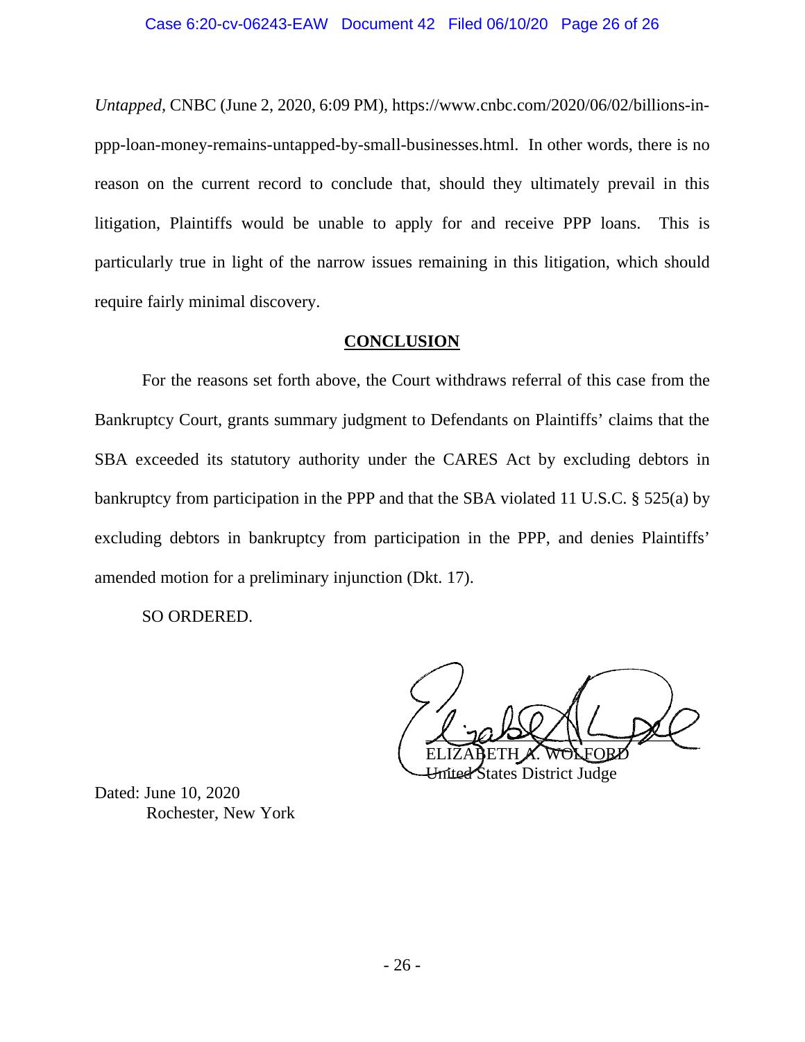*Untapped*, CNBC (June 2, 2020, 6:09 PM), https://www.cnbc.com/2020/06/02/billions-in-ppp-loan-money-remains-untapped-by-small-businesses.html. In other words, there is no reason on the current record to conclude that, should they ultimately prevail in this litigation, Plaintiffs would be unable to apply for and receive PPP loans. This is particularly true in light of the narrow issues remaining in this litigation, which should require fairly minimal discovery.

## CONCLUSION

For the reasons set forth above, the Court withdraws referral of this case from the Bankruptcy Court, grants summary judgment to Defendants on Plaintiffs' claims that the SBA exceeded its statutory authority under the CARES Act by excluding debtors in bankruptcy from participation in the PPP and that the SBA violated 11 U.S.C. § 525(a) by excluding debtors in bankruptcy from participation in the PPP, and denies Plaintiffs' amended motion for a preliminary injunction (Dkt. 17).

SO ORDERED.

ELIZABETH A. WOLFORD
United States District Judge

Dated: June 10, 2020
Rochester, New York